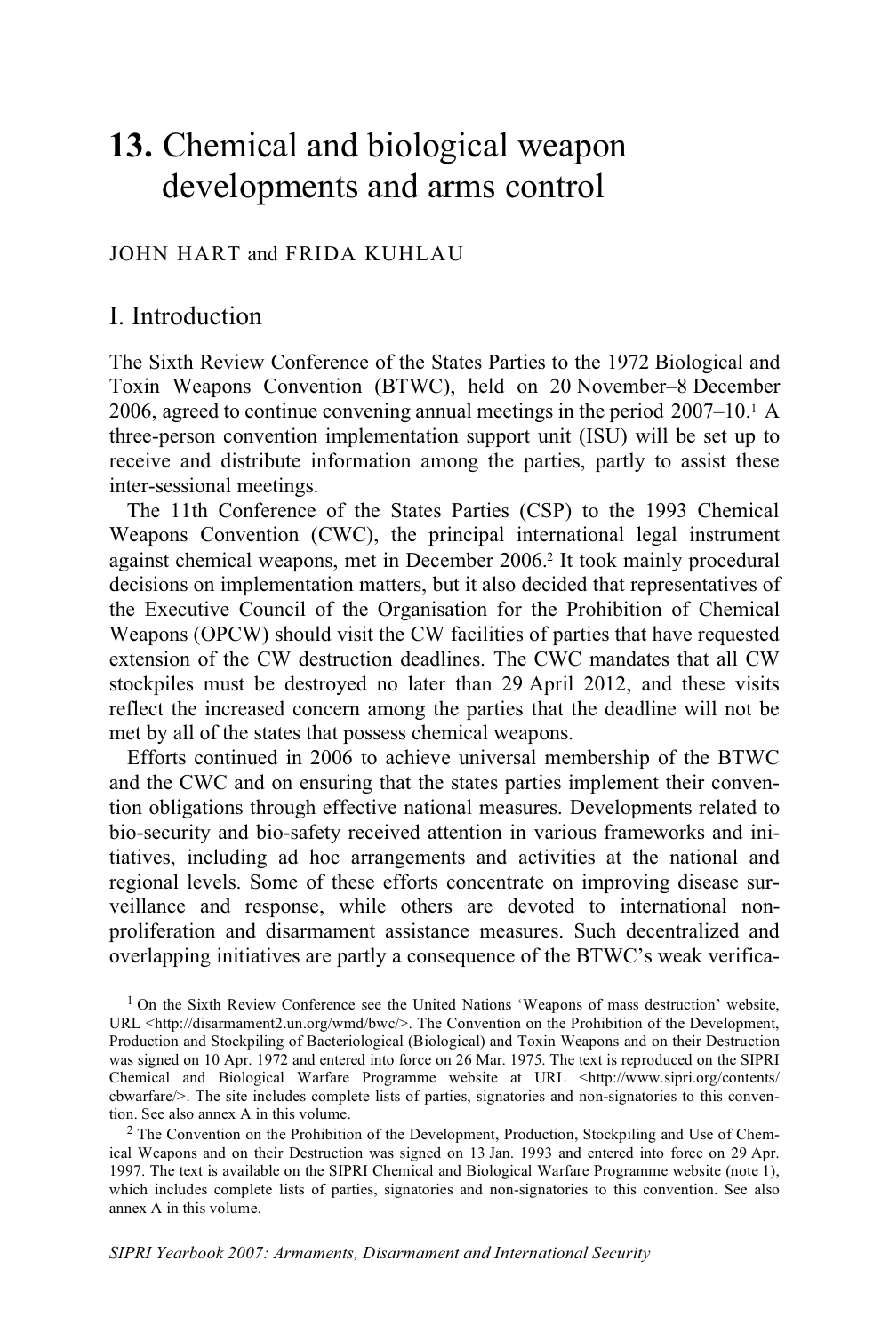# 13. Chemical and biological weapon developments and arms control

JOHN HART and FRIDA KUHLAU

## I. Introduction

The Sixth Review Conference of the States Parties to the 1972 Biological and Toxin Weapons Convention (BTWC), held on 20 November–8 December 2006, agreed to continue convening annual meetings in the period 2007–10.[1] A three-person convention implementation support unit (ISU) will be set up to receive and distribute information among the parties, partly to assist these inter-sessional meetings.

The 11th Conference of the States Parties (CSP) to the 1993 Chemical Weapons Convention (CWC), the principal international legal instrument against chemical weapons, met in December 2006.[2] It took mainly procedural decisions on implementation matters, but it also decided that representatives of the Executive Council of the Organisation for the Prohibition of Chemical Weapons (OPCW) should visit the CW facilities of parties that have requested extension of the CW destruction deadlines. The CWC mandates that all CW stockpiles must be destroyed no later than 29 April 2012, and these visits reflect the increased concern among the parties that the deadline will not be met by all of the states that possess chemical weapons.

Efforts continued in 2006 to achieve universal membership of the BTWC and the CWC and on ensuring that the states parties implement their convention obligations through effective national measures. Developments related to bio-security and bio-safety received attention in various frameworks and initiatives, including ad hoc arrangements and activities at the national and regional levels. Some of these efforts concentrate on improving disease surveillance and response, while others are devoted to international non-proliferation and disarmament assistance measures. Such decentralized and overlapping initiatives are partly a consequence of the BTWC's weak verifica-

[1] On the Sixth Review Conference see the United Nations 'Weapons of mass destruction' website, URL <http://disarmament2.un.org/wmd/bwc/>. The Convention on the Prohibition of the Development, Production and Stockpiling of Bacteriological (Biological) and Toxin Weapons and on their Destruction was signed on 10 Apr. 1972 and entered into force on 26 Mar. 1975. The text is reproduced on the SIPRI Chemical and Biological Warfare Programme website at URL <http://www.sipri.org/contents/cbwarfare/>. The site includes complete lists of parties, signatories and non-signatories to this convention. See also annex A in this volume.

[2] The Convention on the Prohibition of the Development, Production, Stockpiling and Use of Chemical Weapons and on their Destruction was signed on 13 Jan. 1993 and entered into force on 29 Apr. 1997. The text is available on the SIPRI Chemical and Biological Warfare Programme website (note 1), which includes complete lists of parties, signatories and non-signatories to this convention. See also annex A in this volume.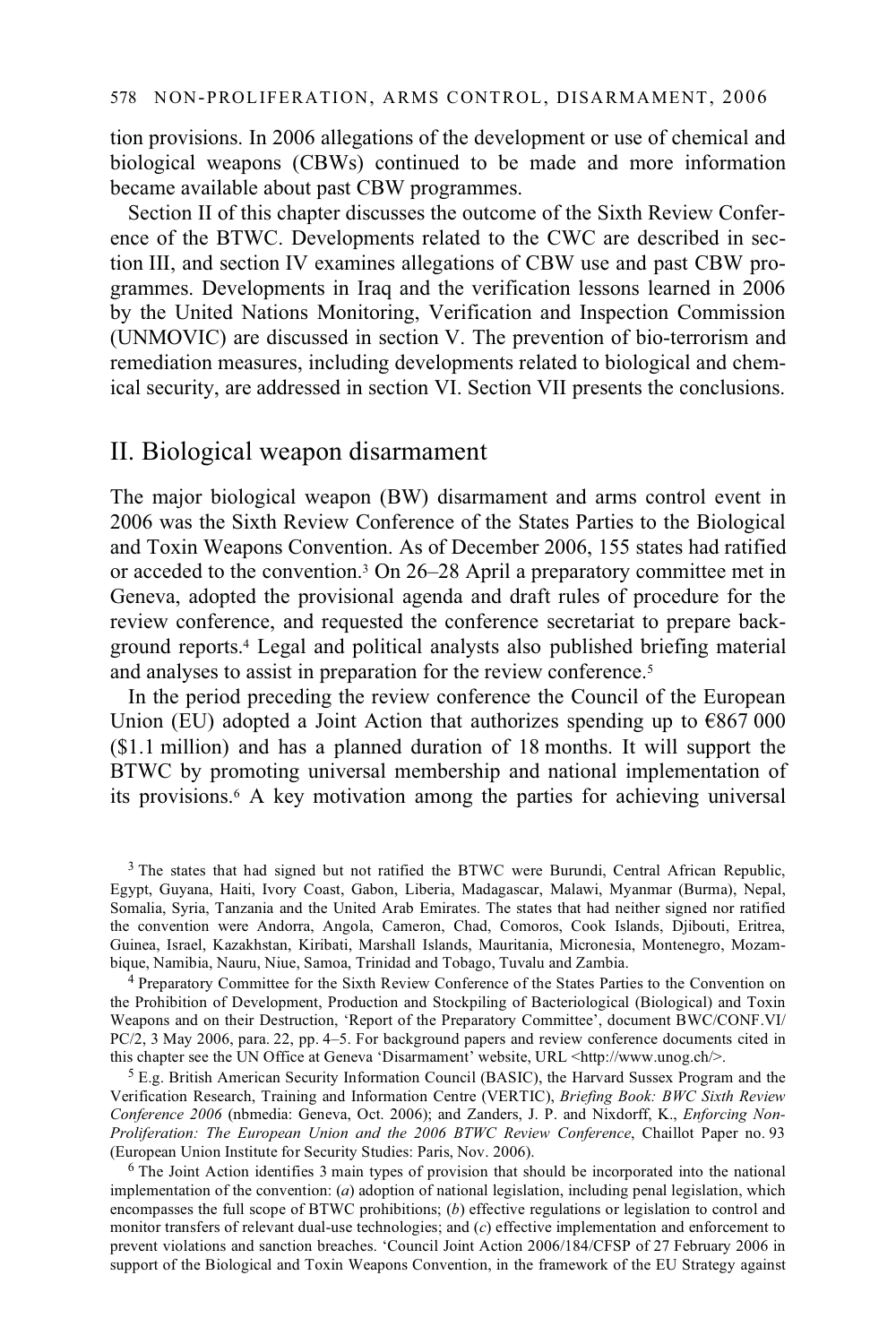tion provisions. In 2006 allegations of the development or use of chemical and biological weapons (CBWs) continued to be made and more information became available about past CBW programmes.

Section II of this chapter discusses the outcome of the Sixth Review Conference of the BTWC. Developments related to the CWC are described in section III, and section IV examines allegations of CBW use and past CBW programmes. Developments in Iraq and the verification lessons learned in 2006 by the United Nations Monitoring, Verification and Inspection Commission (UNMOVIC) are discussed in section V. The prevention of bio-terrorism and remediation measures, including developments related to biological and chemical security, are addressed in section VI. Section VII presents the conclusions.

## II. Biological weapon disarmament

The major biological weapon (BW) disarmament and arms control event in 2006 was the Sixth Review Conference of the States Parties to the Biological and Toxin Weapons Convention. As of December 2006, 155 states had ratified or acceded to the convention.[3] On 26–28 April a preparatory committee met in Geneva, adopted the provisional agenda and draft rules of procedure for the review conference, and requested the conference secretariat to prepare background reports.[4] Legal and political analysts also published briefing material and analyses to assist in preparation for the review conference.[5]

In the period preceding the review conference the Council of the European Union (EU) adopted a Joint Action that authorizes spending up to €867 000 ($1.1 million) and has a planned duration of 18 months. It will support the BTWC by promoting universal membership and national implementation of its provisions.[6] A key motivation among the parties for achieving universal

[3] The states that had signed but not ratified the BTWC were Burundi, Central African Republic, Egypt, Guyana, Haiti, Ivory Coast, Gabon, Liberia, Madagascar, Malawi, Myanmar (Burma), Nepal, Somalia, Syria, Tanzania and the United Arab Emirates. The states that had neither signed nor ratified the convention were Andorra, Angola, Cameron, Chad, Comoros, Cook Islands, Djibouti, Eritrea, Guinea, Israel, Kazakhstan, Kiribati, Marshall Islands, Mauritania, Micronesia, Montenegro, Mozambique, Namibia, Nauru, Niue, Samoa, Trinidad and Tobago, Tuvalu and Zambia.

[4] Preparatory Committee for the Sixth Review Conference of the States Parties to the Convention on the Prohibition of Development, Production and Stockpiling of Bacteriological (Biological) and Toxin Weapons and on their Destruction, 'Report of the Preparatory Committee', document BWC/CONF.VI/PC/2, 3 May 2006, para. 22, pp. 4–5. For background papers and review conference documents cited in this chapter see the UN Office at Geneva 'Disarmament' website, URL <http://www.unog.ch/>.

[5] E.g. British American Security Information Council (BASIC), the Harvard Sussex Program and the Verification Research, Training and Information Centre (VERTIC), *Briefing Book: BWC Sixth Review Conference 2006* (nbmedia: Geneva, Oct. 2006); and Zanders, J. P. and Nixdorff, K., *Enforcing Non-Proliferation: The European Union and the 2006 BTWC Review Conference*, Chaillot Paper no. 93 (European Union Institute for Security Studies: Paris, Nov. 2006).

[6] The Joint Action identifies 3 main types of provision that should be incorporated into the national implementation of the convention: (*a*) adoption of national legislation, including penal legislation, which encompasses the full scope of BTWC prohibitions; (*b*) effective regulations or legislation to control and monitor transfers of relevant dual-use technologies; and (*c*) effective implementation and enforcement to prevent violations and sanction breaches. 'Council Joint Action 2006/184/CFSP of 27 February 2006 in support of the Biological and Toxin Weapons Convention, in the framework of the EU Strategy against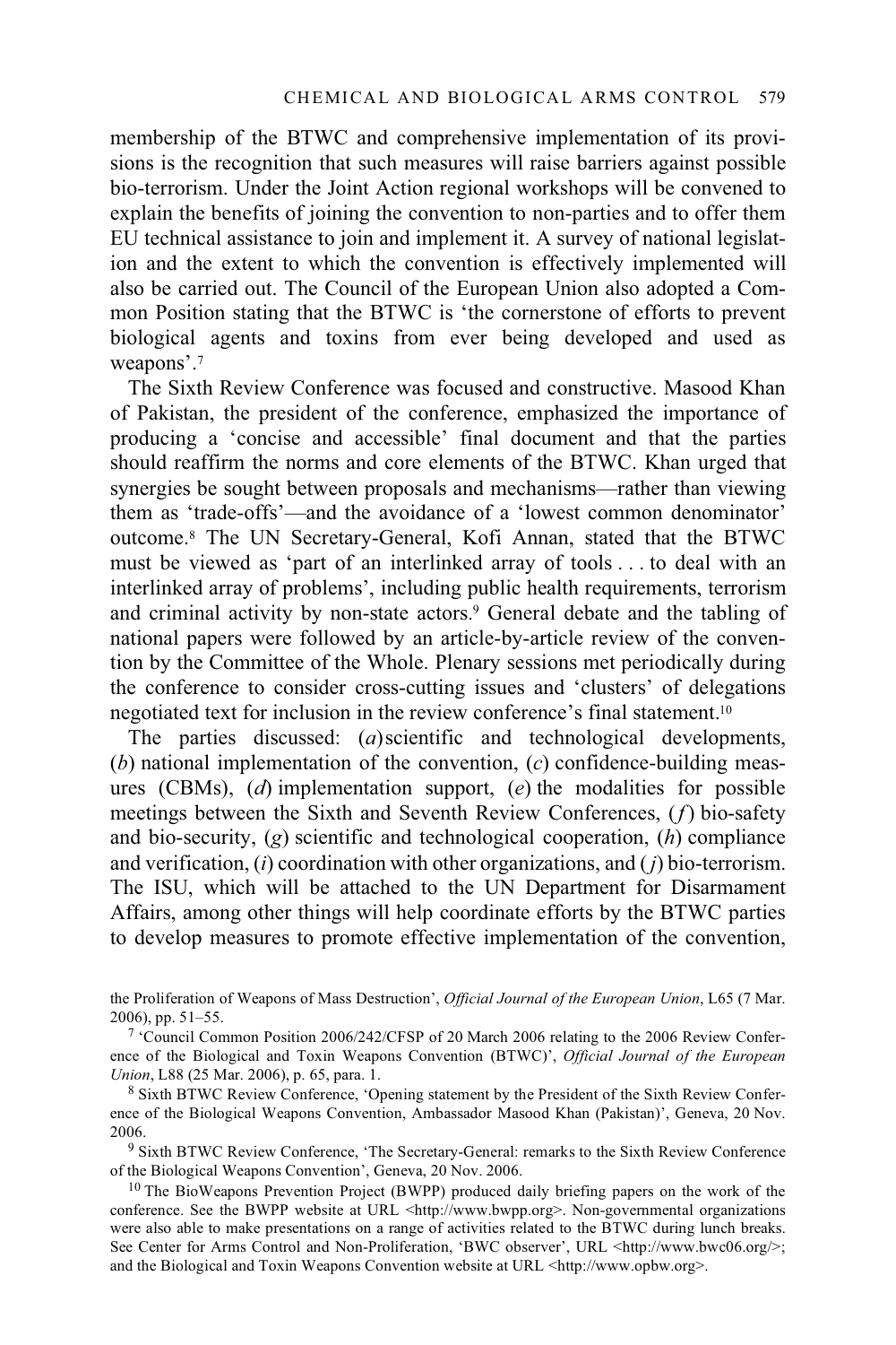membership of the BTWC and comprehensive implementation of its provisions is the recognition that such measures will raise barriers against possible bio-terrorism. Under the Joint Action regional workshops will be convened to explain the benefits of joining the convention to non-parties and to offer them EU technical assistance to join and implement it. A survey of national legislation and the extent to which the convention is effectively implemented will also be carried out. The Council of the European Union also adopted a Common Position stating that the BTWC is 'the cornerstone of efforts to prevent biological agents and toxins from ever being developed and used as weapons'.[7]

The Sixth Review Conference was focused and constructive. Masood Khan of Pakistan, the president of the conference, emphasized the importance of producing a 'concise and accessible' final document and that the parties should reaffirm the norms and core elements of the BTWC. Khan urged that synergies be sought between proposals and mechanisms—rather than viewing them as 'trade-offs'—and the avoidance of a 'lowest common denominator' outcome.[8] The UN Secretary-General, Kofi Annan, stated that the BTWC must be viewed as 'part of an interlinked array of tools . . . to deal with an interlinked array of problems', including public health requirements, terrorism and criminal activity by non-state actors.[9] General debate and the tabling of national papers were followed by an article-by-article review of the convention by the Committee of the Whole. Plenary sessions met periodically during the conference to consider cross-cutting issues and 'clusters' of delegations negotiated text for inclusion in the review conference's final statement.[10]

The parties discussed: (*a*) scientific and technological developments, (*b*) national implementation of the convention, (*c*) confidence-building measures (CBMs), (*d*) implementation support, (*e*) the modalities for possible meetings between the Sixth and Seventh Review Conferences, (*f*) bio-safety and bio-security, (*g*) scientific and technological cooperation, (*h*) compliance and verification, (*i*) coordination with other organizations, and (*j*) bio-terrorism. The ISU, which will be attached to the UN Department for Disarmament Affairs, among other things will help coordinate efforts by the BTWC parties to develop measures to promote effective implementation of the convention,

the Proliferation of Weapons of Mass Destruction', *Official Journal of the European Union*, L65 (7 Mar. 2006), pp. 51–55.

[7] 'Council Common Position 2006/242/CFSP of 20 March 2006 relating to the 2006 Review Conference of the Biological and Toxin Weapons Convention (BTWC)', *Official Journal of the European Union*, L88 (25 Mar. 2006), p. 65, para. 1.

[8] Sixth BTWC Review Conference, 'Opening statement by the President of the Sixth Review Conference of the Biological Weapons Convention, Ambassador Masood Khan (Pakistan)', Geneva, 20 Nov. 2006.

[9] Sixth BTWC Review Conference, 'The Secretary-General: remarks to the Sixth Review Conference of the Biological Weapons Convention', Geneva, 20 Nov. 2006.

[10] The BioWeapons Prevention Project (BWPP) produced daily briefing papers on the work of the conference. See the BWPP website at URL <http://www.bwpp.org>. Non-governmental organizations were also able to make presentations on a range of activities related to the BTWC during lunch breaks. See Center for Arms Control and Non-Proliferation, 'BWC observer', URL <http://www.bwc06.org/>; and the Biological and Toxin Weapons Convention website at URL <http://www.opbw.org>.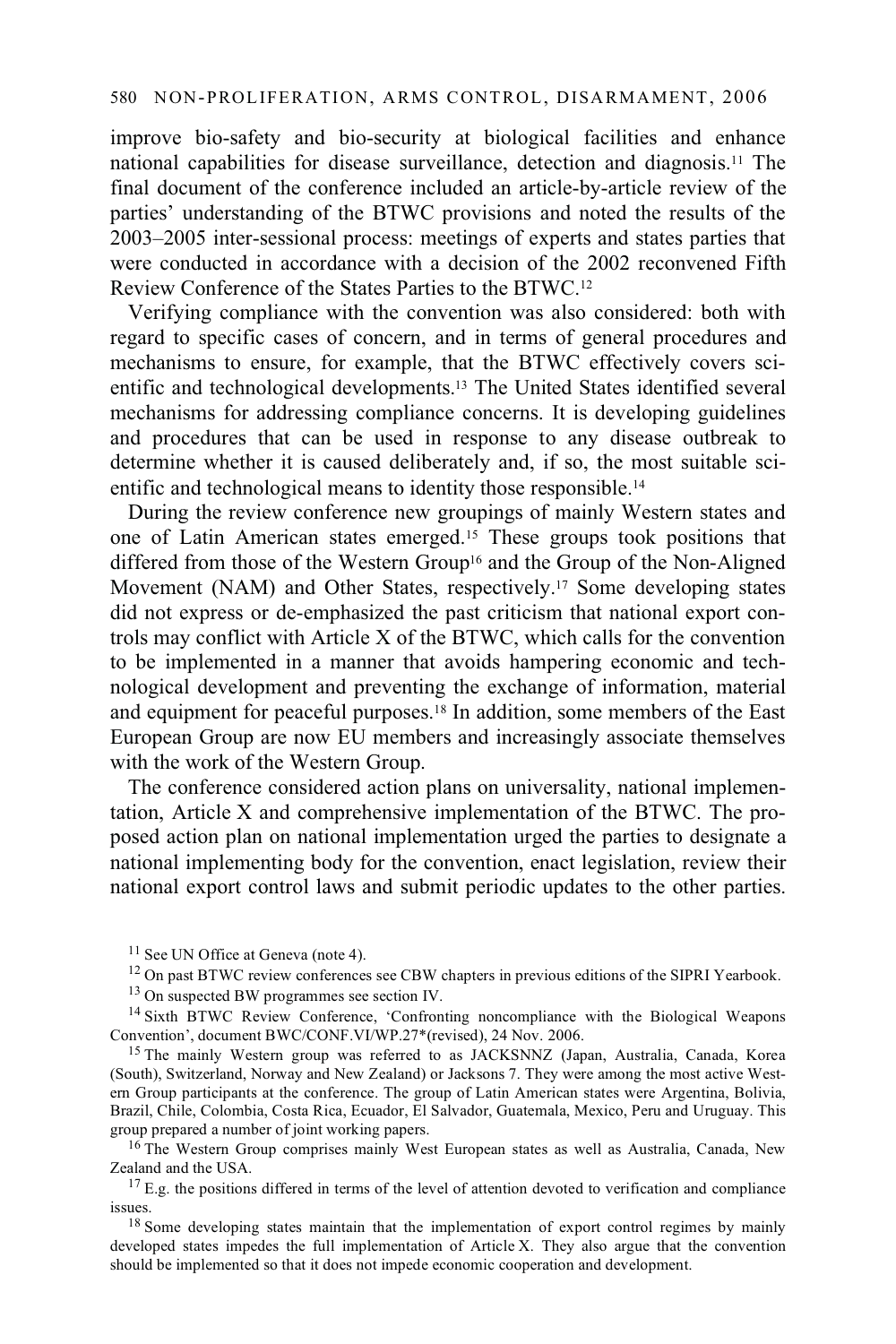improve bio-safety and bio-security at biological facilities and enhance national capabilities for disease surveillance, detection and diagnosis.[11] The final document of the conference included an article-by-article review of the parties' understanding of the BTWC provisions and noted the results of the 2003–2005 inter-sessional process: meetings of experts and states parties that were conducted in accordance with a decision of the 2002 reconvened Fifth Review Conference of the States Parties to the BTWC.[12]

Verifying compliance with the convention was also considered: both with regard to specific cases of concern, and in terms of general procedures and mechanisms to ensure, for example, that the BTWC effectively covers scientific and technological developments.[13] The United States identified several mechanisms for addressing compliance concerns. It is developing guidelines and procedures that can be used in response to any disease outbreak to determine whether it is caused deliberately and, if so, the most suitable scientific and technological means to identity those responsible.[14]

During the review conference new groupings of mainly Western states and one of Latin American states emerged.[15] These groups took positions that differed from those of the Western Group[16] and the Group of the Non-Aligned Movement (NAM) and Other States, respectively.[17] Some developing states did not express or de-emphasized the past criticism that national export controls may conflict with Article X of the BTWC, which calls for the convention to be implemented in a manner that avoids hampering economic and technological development and preventing the exchange of information, material and equipment for peaceful purposes.[18] In addition, some members of the East European Group are now EU members and increasingly associate themselves with the work of the Western Group.

The conference considered action plans on universality, national implementation, Article X and comprehensive implementation of the BTWC. The proposed action plan on national implementation urged the parties to designate a national implementing body for the convention, enact legislation, review their national export control laws and submit periodic updates to the other parties.

[11] See UN Office at Geneva (note 4).

[12] On past BTWC review conferences see CBW chapters in previous editions of the SIPRI Yearbook.

[13] On suspected BW programmes see section IV.

[14] Sixth BTWC Review Conference, 'Confronting noncompliance with the Biological Weapons Convention', document BWC/CONF.VI/WP.27*(revised), 24 Nov. 2006.

[15] The mainly Western group was referred to as JACKSNNZ (Japan, Australia, Canada, Korea (South), Switzerland, Norway and New Zealand) or Jacksons 7. They were among the most active Western Group participants at the conference. The group of Latin American states were Argentina, Bolivia, Brazil, Chile, Colombia, Costa Rica, Ecuador, El Salvador, Guatemala, Mexico, Peru and Uruguay. This group prepared a number of joint working papers.

[16] The Western Group comprises mainly West European states as well as Australia, Canada, New Zealand and the USA.

[17] E.g. the positions differed in terms of the level of attention devoted to verification and compliance issues.

[18] Some developing states maintain that the implementation of export control regimes by mainly developed states impedes the full implementation of Article X. They also argue that the convention should be implemented so that it does not impede economic cooperation and development.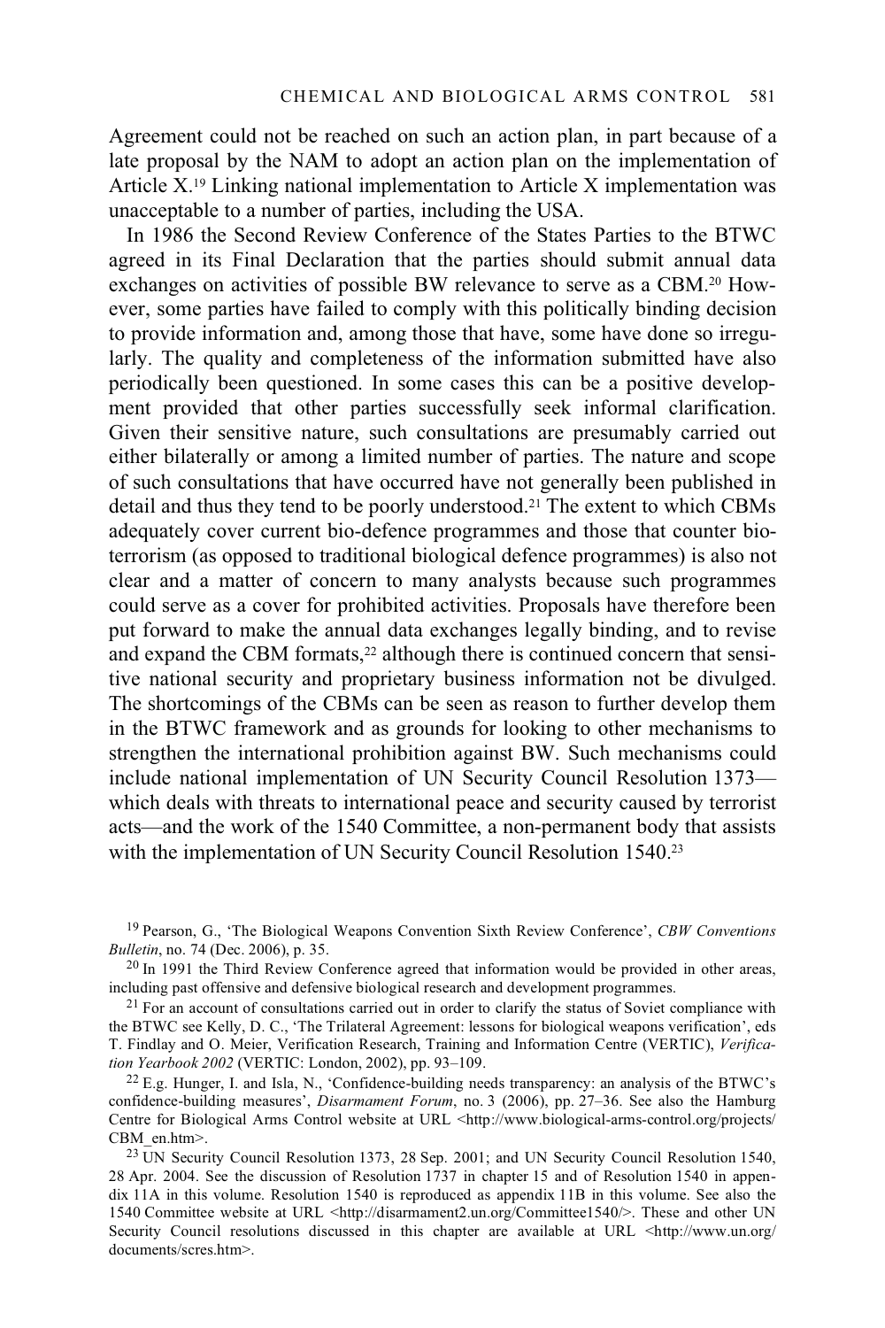Agreement could not be reached on such an action plan, in part because of a late proposal by the NAM to adopt an action plan on the implementation of Article X.[19] Linking national implementation to Article X implementation was unacceptable to a number of parties, including the USA.

In 1986 the Second Review Conference of the States Parties to the BTWC agreed in its Final Declaration that the parties should submit annual data exchanges on activities of possible BW relevance to serve as a CBM.[20] However, some parties have failed to comply with this politically binding decision to provide information and, among those that have, some have done so irregularly. The quality and completeness of the information submitted have also periodically been questioned. In some cases this can be a positive development provided that other parties successfully seek informal clarification. Given their sensitive nature, such consultations are presumably carried out either bilaterally or among a limited number of parties. The nature and scope of such consultations that have occurred have not generally been published in detail and thus they tend to be poorly understood.[21] The extent to which CBMs adequately cover current bio-defence programmes and those that counter bioterrorism (as opposed to traditional biological defence programmes) is also not clear and a matter of concern to many analysts because such programmes could serve as a cover for prohibited activities. Proposals have therefore been put forward to make the annual data exchanges legally binding, and to revise and expand the CBM formats,[22] although there is continued concern that sensitive national security and proprietary business information not be divulged. The shortcomings of the CBMs can be seen as reason to further develop them in the BTWC framework and as grounds for looking to other mechanisms to strengthen the international prohibition against BW. Such mechanisms could include national implementation of UN Security Council Resolution 1373—which deals with threats to international peace and security caused by terrorist acts—and the work of the 1540 Committee, a non-permanent body that assists with the implementation of UN Security Council Resolution 1540.[23]

[19] Pearson, G., 'The Biological Weapons Convention Sixth Review Conference', *CBW Conventions Bulletin*, no. 74 (Dec. 2006), p. 35.

[20] In 1991 the Third Review Conference agreed that information would be provided in other areas, including past offensive and defensive biological research and development programmes.

[21] For an account of consultations carried out in order to clarify the status of Soviet compliance with the BTWC see Kelly, D. C., 'The Trilateral Agreement: lessons for biological weapons verification', eds T. Findlay and O. Meier, Verification Research, Training and Information Centre (VERTIC), *Verification Yearbook 2002* (VERTIC: London, 2002), pp. 93–109.

[22] E.g. Hunger, I. and Isla, N., 'Confidence-building needs transparency: an analysis of the BTWC's confidence-building measures', *Disarmament Forum*, no. 3 (2006), pp. 27–36. See also the Hamburg Centre for Biological Arms Control website at URL <http://www.biological-arms-control.org/projects/CBM_en.htm>.

[23] UN Security Council Resolution 1373, 28 Sep. 2001; and UN Security Council Resolution 1540, 28 Apr. 2004. See the discussion of Resolution 1737 in chapter 15 and of Resolution 1540 in appendix 11A in this volume. Resolution 1540 is reproduced as appendix 11B in this volume. See also the 1540 Committee website at URL <http://disarmament2.un.org/Committee1540/>. These and other UN Security Council resolutions discussed in this chapter are available at URL <http://www.un.org/documents/scres.htm>.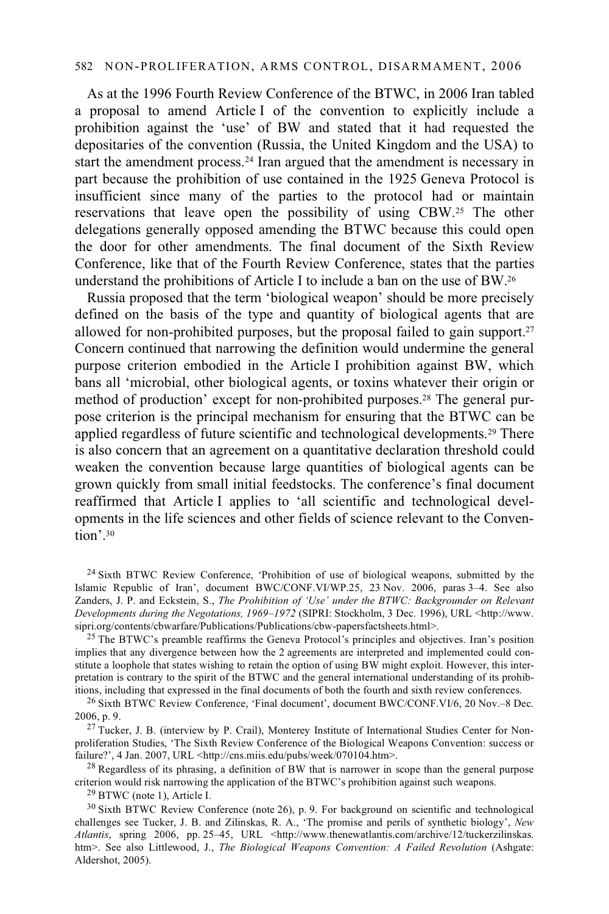As at the 1996 Fourth Review Conference of the BTWC, in 2006 Iran tabled a proposal to amend Article I of the convention to explicitly include a prohibition against the 'use' of BW and stated that it had requested the depositaries of the convention (Russia, the United Kingdom and the USA) to start the amendment process.[24] Iran argued that the amendment is necessary in part because the prohibition of use contained in the 1925 Geneva Protocol is insufficient since many of the parties to the protocol had or maintain reservations that leave open the possibility of using CBW.[25] The other delegations generally opposed amending the BTWC because this could open the door for other amendments. The final document of the Sixth Review Conference, like that of the Fourth Review Conference, states that the parties understand the prohibitions of Article I to include a ban on the use of BW.[26]

Russia proposed that the term 'biological weapon' should be more precisely defined on the basis of the type and quantity of biological agents that are allowed for non-prohibited purposes, but the proposal failed to gain support.[27] Concern continued that narrowing the definition would undermine the general purpose criterion embodied in the Article I prohibition against BW, which bans all 'microbial, other biological agents, or toxins whatever their origin or method of production' except for non-prohibited purposes.[28] The general purpose criterion is the principal mechanism for ensuring that the BTWC can be applied regardless of future scientific and technological developments.[29] There is also concern that an agreement on a quantitative declaration threshold could weaken the convention because large quantities of biological agents can be grown quickly from small initial feedstocks. The conference's final document reaffirmed that Article I applies to 'all scientific and technological developments in the life sciences and other fields of science relevant to the Convention'.[30]

[24] Sixth BTWC Review Conference, 'Prohibition of use of biological weapons, submitted by the Islamic Republic of Iran', document BWC/CONF.VI/WP.25, 23 Nov. 2006, paras 3–4. See also Zanders, J. P. and Eckstein, S., *The Prohibition of 'Use' under the BTWC: Backgrounder on Relevant Developments during the Negotations, 1969–1972* (SIPRI: Stockholm, 3 Dec. 1996), URL <http://www.sipri.org/contents/cbwarfare/Publications/Publications/cbw-papersfactsheets.html>.

[25] The BTWC's preamble reaffirms the Geneva Protocol's principles and objectives. Iran's position implies that any divergence between how the 2 agreements are interpreted and implemented could constitute a loophole that states wishing to retain the option of using BW might exploit. However, this interpretation is contrary to the spirit of the BTWC and the general international understanding of its prohibitions, including that expressed in the final documents of both the fourth and sixth review conferences.

[26] Sixth BTWC Review Conference, 'Final document', document BWC/CONF.VI/6, 20 Nov.–8 Dec. 2006, p. 9.

[27] Tucker, J. B. (interview by P. Crail), Monterey Institute of International Studies Center for Nonproliferation Studies, 'The Sixth Review Conference of the Biological Weapons Convention: success or failure?', 4 Jan. 2007, URL <http://cns.miis.edu/pubs/week/070104.htm>.

[28] Regardless of its phrasing, a definition of BW that is narrower in scope than the general purpose criterion would risk narrowing the application of the BTWC's prohibition against such weapons.

[29] BTWC (note 1), Article I.

[30] Sixth BTWC Review Conference (note 26), p. 9. For background on scientific and technological challenges see Tucker, J. B. and Zilinskas, R. A., 'The promise and perils of synthetic biology', *New Atlantis*, spring 2006, pp. 25–45, URL <http://www.thenewatlantis.com/archive/12/tuckerzilinskas.htm>. See also Littlewood, J., *The Biological Weapons Convention: A Failed Revolution* (Ashgate: Aldershot, 2005).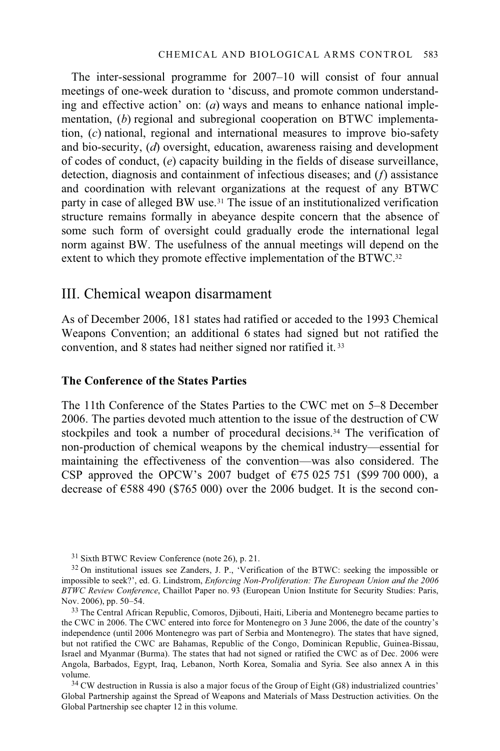The inter-sessional programme for 2007–10 will consist of four annual meetings of one-week duration to 'discuss, and promote common understanding and effective action' on: (*a*) ways and means to enhance national implementation, (*b*) regional and subregional cooperation on BTWC implementation, (*c*) national, regional and international measures to improve bio-safety and bio-security, (*d*) oversight, education, awareness raising and development of codes of conduct, (*e*) capacity building in the fields of disease surveillance, detection, diagnosis and containment of infectious diseases; and (*f*) assistance and coordination with relevant organizations at the request of any BTWC party in case of alleged BW use.[31] The issue of an institutionalized verification structure remains formally in abeyance despite concern that the absence of some such form of oversight could gradually erode the international legal norm against BW. The usefulness of the annual meetings will depend on the extent to which they promote effective implementation of the BTWC.[32]

## III. Chemical weapon disarmament

As of December 2006, 181 states had ratified or acceded to the 1993 Chemical Weapons Convention; an additional 6 states had signed but not ratified the convention, and 8 states had neither signed nor ratified it.[33]

### The Conference of the States Parties

The 11th Conference of the States Parties to the CWC met on 5–8 December 2006. The parties devoted much attention to the issue of the destruction of CW stockpiles and took a number of procedural decisions.[34] The verification of non-production of chemical weapons by the chemical industry—essential for maintaining the effectiveness of the convention—was also considered. The CSP approved the OPCW's 2007 budget of €75 025 751 ($99 700 000), a decrease of €588 490 ($765 000) over the 2006 budget. It is the second con-

---

[31] Sixth BTWC Review Conference (note 26), p. 21.

[32] On institutional issues see Zanders, J. P., 'Verification of the BTWC: seeking the impossible or impossible to seek?', ed. G. Lindstrom, *Enforcing Non-Proliferation: The European Union and the 2006 BTWC Review Conference*, Chaillot Paper no. 93 (European Union Institute for Security Studies: Paris, Nov. 2006), pp. 50–54.

[33] The Central African Republic, Comoros, Djibouti, Haiti, Liberia and Montenegro became parties to the CWC in 2006. The CWC entered into force for Montenegro on 3 June 2006, the date of the country's independence (until 2006 Montenegro was part of Serbia and Montenegro). The states that have signed, but not ratified the CWC are Bahamas, Republic of the Congo, Dominican Republic, Guinea-Bissau, Israel and Myanmar (Burma). The states that had not signed or ratified the CWC as of Dec. 2006 were Angola, Barbados, Egypt, Iraq, Lebanon, North Korea, Somalia and Syria. See also annex A in this volume.

[34] CW destruction in Russia is also a major focus of the Group of Eight (G8) industrialized countries' Global Partnership against the Spread of Weapons and Materials of Mass Destruction activities. On the Global Partnership see chapter 12 in this volume.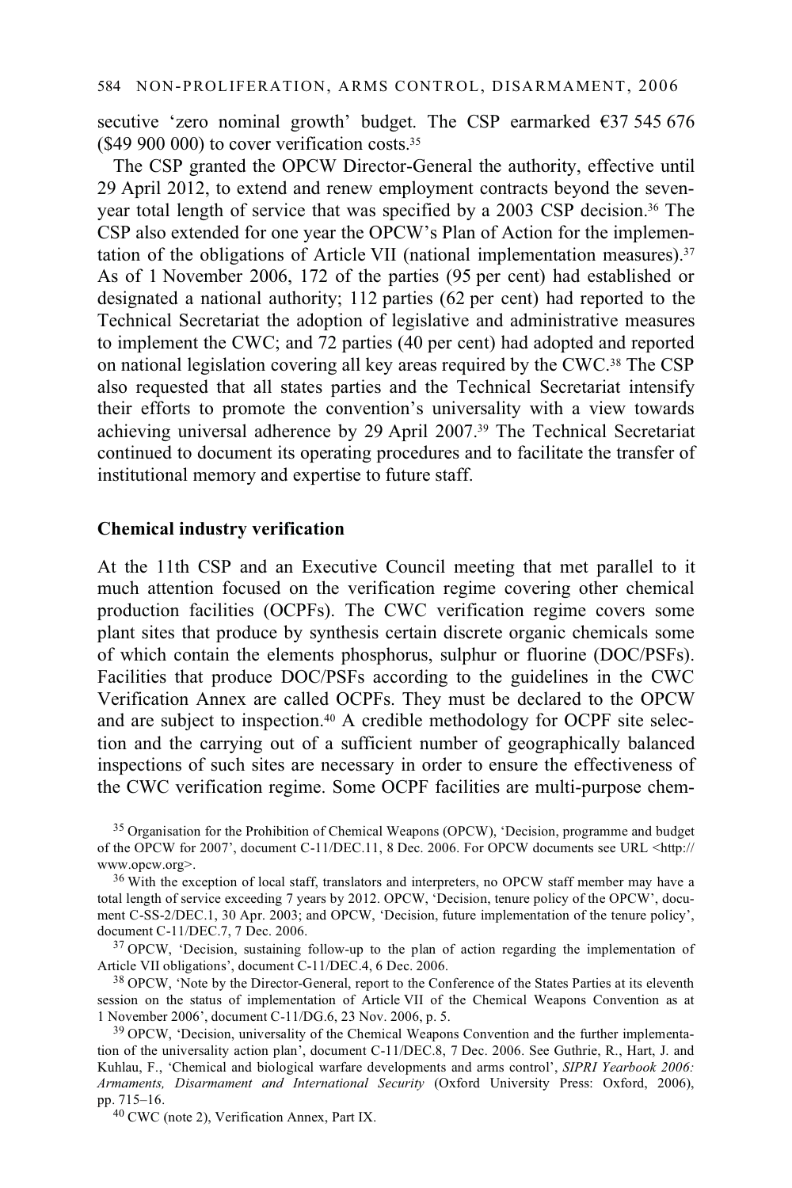secutive 'zero nominal growth' budget. The CSP earmarked €37 545 676 ($49 900 000) to cover verification costs.[35]

The CSP granted the OPCW Director-General the authority, effective until 29 April 2012, to extend and renew employment contracts beyond the seven-year total length of service that was specified by a 2003 CSP decision.[36] The CSP also extended for one year the OPCW's Plan of Action for the implementation of the obligations of Article VII (national implementation measures).[37] As of 1 November 2006, 172 of the parties (95 per cent) had established or designated a national authority; 112 parties (62 per cent) had reported to the Technical Secretariat the adoption of legislative and administrative measures to implement the CWC; and 72 parties (40 per cent) had adopted and reported on national legislation covering all key areas required by the CWC.[38] The CSP also requested that all states parties and the Technical Secretariat intensify their efforts to promote the convention's universality with a view towards achieving universal adherence by 29 April 2007.[39] The Technical Secretariat continued to document its operating procedures and to facilitate the transfer of institutional memory and expertise to future staff.

### Chemical industry verification

At the 11th CSP and an Executive Council meeting that met parallel to it much attention focused on the verification regime covering other chemical production facilities (OCPFs). The CWC verification regime covers some plant sites that produce by synthesis certain discrete organic chemicals some of which contain the elements phosphorus, sulphur or fluorine (DOC/PSFs). Facilities that produce DOC/PSFs according to the guidelines in the CWC Verification Annex are called OCPFs. They must be declared to the OPCW and are subject to inspection.[40] A credible methodology for OCPF site selection and the carrying out of a sufficient number of geographically balanced inspections of such sites are necessary in order to ensure the effectiveness of the CWC verification regime. Some OCPF facilities are multi-purpose chem-

[35] Organisation for the Prohibition of Chemical Weapons (OPCW), 'Decision, programme and budget of the OPCW for 2007', document C-11/DEC.11, 8 Dec. 2006. For OPCW documents see URL <http://www.opcw.org>.

[36] With the exception of local staff, translators and interpreters, no OPCW staff member may have a total length of service exceeding 7 years by 2012. OPCW, 'Decision, tenure policy of the OPCW', document C-SS-2/DEC.1, 30 Apr. 2003; and OPCW, 'Decision, future implementation of the tenure policy', document C-11/DEC.7, 7 Dec. 2006.

[37] OPCW, 'Decision, sustaining follow-up to the plan of action regarding the implementation of Article VII obligations', document C-11/DEC.4, 6 Dec. 2006.

[38] OPCW, 'Note by the Director-General, report to the Conference of the States Parties at its eleventh session on the status of implementation of Article VII of the Chemical Weapons Convention as at 1 November 2006', document C-11/DG.6, 23 Nov. 2006, p. 5.

[39] OPCW, 'Decision, universality of the Chemical Weapons Convention and the further implementation of the universality action plan', document C-11/DEC.8, 7 Dec. 2006. See Guthrie, R., Hart, J. and Kuhlau, F., 'Chemical and biological warfare developments and arms control', *SIPRI Yearbook 2006: Armaments, Disarmament and International Security* (Oxford University Press: Oxford, 2006), pp. 715–16.

[40] CWC (note 2), Verification Annex, Part IX.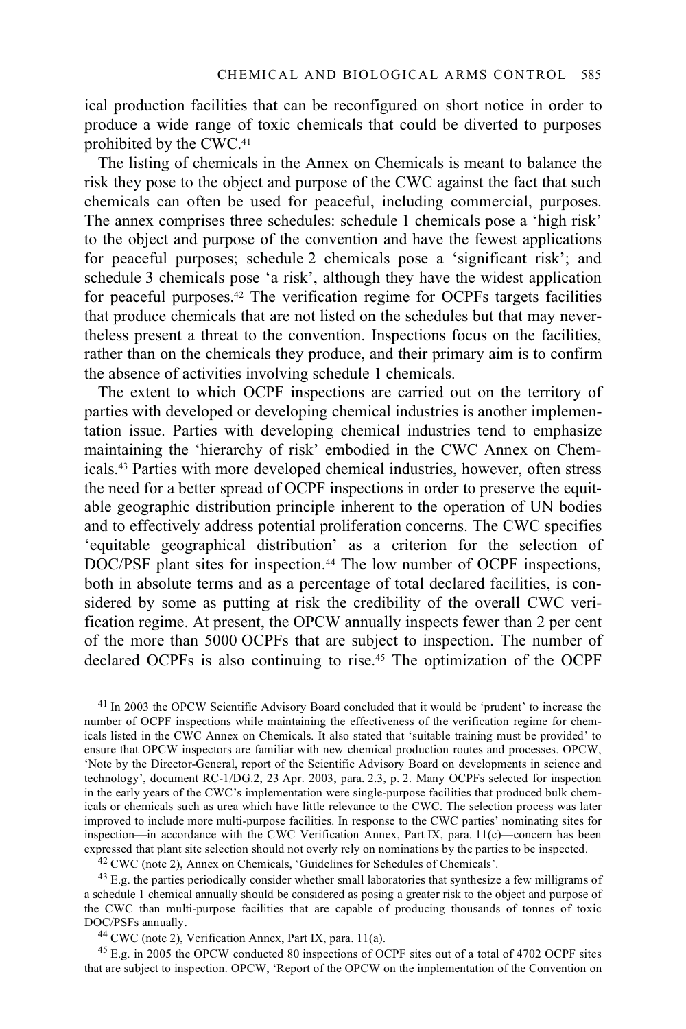ical production facilities that can be reconfigured on short notice in order to produce a wide range of toxic chemicals that could be diverted to purposes prohibited by the CWC.[41]

The listing of chemicals in the Annex on Chemicals is meant to balance the risk they pose to the object and purpose of the CWC against the fact that such chemicals can often be used for peaceful, including commercial, purposes. The annex comprises three schedules: schedule 1 chemicals pose a 'high risk' to the object and purpose of the convention and have the fewest applications for peaceful purposes; schedule 2 chemicals pose a 'significant risk'; and schedule 3 chemicals pose 'a risk', although they have the widest application for peaceful purposes.[42] The verification regime for OCPFs targets facilities that produce chemicals that are not listed on the schedules but that may nevertheless present a threat to the convention. Inspections focus on the facilities, rather than on the chemicals they produce, and their primary aim is to confirm the absence of activities involving schedule 1 chemicals.

The extent to which OCPF inspections are carried out on the territory of parties with developed or developing chemical industries is another implementation issue. Parties with developing chemical industries tend to emphasize maintaining the 'hierarchy of risk' embodied in the CWC Annex on Chemicals.[43] Parties with more developed chemical industries, however, often stress the need for a better spread of OCPF inspections in order to preserve the equitable geographic distribution principle inherent to the operation of UN bodies and to effectively address potential proliferation concerns. The CWC specifies 'equitable geographical distribution' as a criterion for the selection of DOC/PSF plant sites for inspection.[44] The low number of OCPF inspections, both in absolute terms and as a percentage of total declared facilities, is considered by some as putting at risk the credibility of the overall CWC verification regime. At present, the OPCW annually inspects fewer than 2 per cent of the more than 5000 OCPFs that are subject to inspection. The number of declared OCPFs is also continuing to rise.[45] The optimization of the OCPF

[41] In 2003 the OPCW Scientific Advisory Board concluded that it would be 'prudent' to increase the number of OCPF inspections while maintaining the effectiveness of the verification regime for chemicals listed in the CWC Annex on Chemicals. It also stated that 'suitable training must be provided' to ensure that OPCW inspectors are familiar with new chemical production routes and processes. OPCW, 'Note by the Director-General, report of the Scientific Advisory Board on developments in science and technology', document RC-1/DG.2, 23 Apr. 2003, para. 2.3, p. 2. Many OCPFs selected for inspection in the early years of the CWC's implementation were single-purpose facilities that produced bulk chemicals or chemicals such as urea which have little relevance to the CWC. The selection process was later improved to include more multi-purpose facilities. In response to the CWC parties' nominating sites for inspection—in accordance with the CWC Verification Annex, Part IX, para. 11(c)—concern has been expressed that plant site selection should not overly rely on nominations by the parties to be inspected.

[42] CWC (note 2), Annex on Chemicals, 'Guidelines for Schedules of Chemicals'.

[43] E.g. the parties periodically consider whether small laboratories that synthesize a few milligrams of a schedule 1 chemical annually should be considered as posing a greater risk to the object and purpose of the CWC than multi-purpose facilities that are capable of producing thousands of tonnes of toxic DOC/PSFs annually.

[44] CWC (note 2), Verification Annex, Part IX, para. 11(a).

[45] E.g. in 2005 the OPCW conducted 80 inspections of OCPF sites out of a total of 4702 OCPF sites that are subject to inspection. OPCW, 'Report of the OPCW on the implementation of the Convention on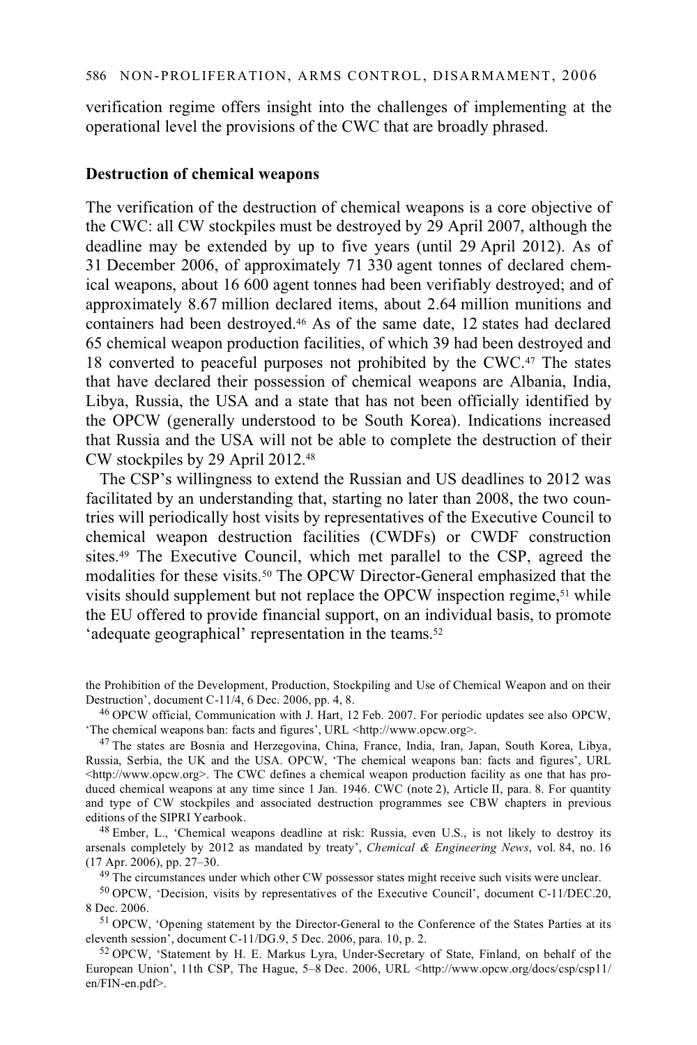verification regime offers insight into the challenges of implementing at the operational level the provisions of the CWC that are broadly phrased.

### Destruction of chemical weapons

The verification of the destruction of chemical weapons is a core objective of the CWC: all CW stockpiles must be destroyed by 29 April 2007, although the deadline may be extended by up to five years (until 29 April 2012). As of 31 December 2006, of approximately 71 330 agent tonnes of declared chemical weapons, about 16 600 agent tonnes had been verifiably destroyed; and of approximately 8.67 million declared items, about 2.64 million munitions and containers had been destroyed.[46] As of the same date, 12 states had declared 65 chemical weapon production facilities, of which 39 had been destroyed and 18 converted to peaceful purposes not prohibited by the CWC.[47] The states that have declared their possession of chemical weapons are Albania, India, Libya, Russia, the USA and a state that has not been officially identified by the OPCW (generally understood to be South Korea). Indications increased that Russia and the USA will not be able to complete the destruction of their CW stockpiles by 29 April 2012.[48]

The CSP's willingness to extend the Russian and US deadlines to 2012 was facilitated by an understanding that, starting no later than 2008, the two countries will periodically host visits by representatives of the Executive Council to chemical weapon destruction facilities (CWDFs) or CWDF construction sites.[49] The Executive Council, which met parallel to the CSP, agreed the modalities for these visits.[50] The OPCW Director-General emphasized that the visits should supplement but not replace the OPCW inspection regime,[51] while the EU offered to provide financial support, on an individual basis, to promote 'adequate geographical' representation in the teams.[52]

---

the Prohibition of the Development, Production, Stockpiling and Use of Chemical Weapon and on their Destruction', document C-11/4, 6 Dec. 2006, pp. 4, 8.

[46] OPCW official, Communication with J. Hart, 12 Feb. 2007. For periodic updates see also OPCW, 'The chemical weapons ban: facts and figures', URL <http://www.opcw.org>.

[47] The states are Bosnia and Herzegovina, China, France, India, Iran, Japan, South Korea, Libya, Russia, Serbia, the UK and the USA. OPCW, 'The chemical weapons ban: facts and figures', URL <http://www.opcw.org>. The CWC defines a chemical weapon production facility as one that has produced chemical weapons at any time since 1 Jan. 1946. CWC (note 2), Article II, para. 8. For quantity and type of CW stockpiles and associated destruction programmes see CBW chapters in previous editions of the SIPRI Yearbook.

[48] Ember, L., 'Chemical weapons deadline at risk: Russia, even U.S., is not likely to destroy its arsenals completely by 2012 as mandated by treaty', *Chemical & Engineering News*, vol. 84, no. 16 (17 Apr. 2006), pp. 27–30.

[49] The circumstances under which other CW possessor states might receive such visits were unclear.

[50] OPCW, 'Decision, visits by representatives of the Executive Council', document C-11/DEC.20, 8 Dec. 2006.

[51] OPCW, 'Opening statement by the Director-General to the Conference of the States Parties at its eleventh session', document C-11/DG.9, 5 Dec. 2006, para. 10, p. 2.

[52] OPCW, 'Statement by H. E. Markus Lyra, Under-Secretary of State, Finland, on behalf of the European Union', 11th CSP, The Hague, 5–8 Dec. 2006, URL <http://www.opcw.org/docs/csp/csp11/en/FIN-en.pdf>.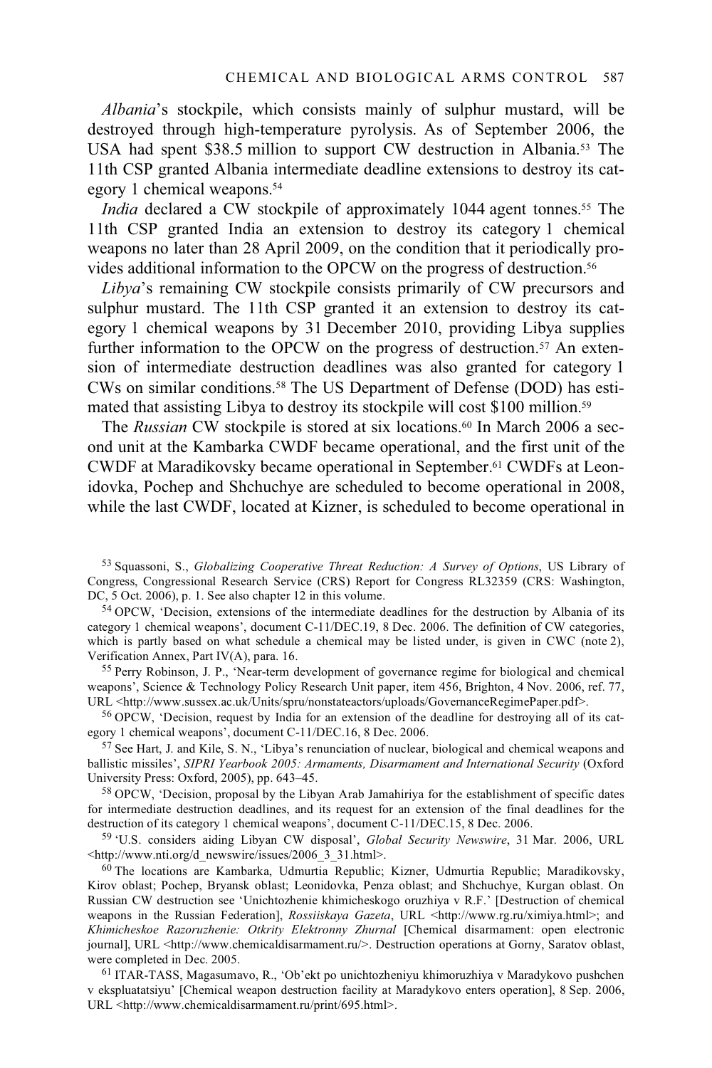*Albania*'s stockpile, which consists mainly of sulphur mustard, will be destroyed through high-temperature pyrolysis. As of September 2006, the USA had spent \$38.5 million to support CW destruction in Albania.[53] The 11th CSP granted Albania intermediate deadline extensions to destroy its category 1 chemical weapons.[54]

*India* declared a CW stockpile of approximately 1044 agent tonnes.[55] The 11th CSP granted India an extension to destroy its category 1 chemical weapons no later than 28 April 2009, on the condition that it periodically provides additional information to the OPCW on the progress of destruction.[56]

*Libya*'s remaining CW stockpile consists primarily of CW precursors and sulphur mustard. The 11th CSP granted it an extension to destroy its category 1 chemical weapons by 31 December 2010, providing Libya supplies further information to the OPCW on the progress of destruction.[57] An extension of intermediate destruction deadlines was also granted for category 1 CWs on similar conditions.[58] The US Department of Defense (DOD) has estimated that assisting Libya to destroy its stockpile will cost \$100 million.[59]

The *Russian* CW stockpile is stored at six locations.[60] In March 2006 a second unit at the Kambarka CWDF became operational, and the first unit of the CWDF at Maradikovsky became operational in September.[61] CWDFs at Leonidovka, Pochep and Shchuchye are scheduled to become operational in 2008, while the last CWDF, located at Kizner, is scheduled to become operational in

---

[53] Squassoni, S., *Globalizing Cooperative Threat Reduction: A Survey of Options*, US Library of Congress, Congressional Research Service (CRS) Report for Congress RL32359 (CRS: Washington, DC, 5 Oct. 2006), p. 1. See also chapter 12 in this volume.

[54] OPCW, 'Decision, extensions of the intermediate deadlines for the destruction by Albania of its category 1 chemical weapons', document C-11/DEC.19, 8 Dec. 2006. The definition of CW categories, which is partly based on what schedule a chemical may be listed under, is given in CWC (note 2), Verification Annex, Part IV(A), para. 16.

[55] Perry Robinson, J. P., 'Near-term development of governance regime for biological and chemical weapons', Science & Technology Policy Research Unit paper, item 456, Brighton, 4 Nov. 2006, ref. 77, URL <http://www.sussex.ac.uk/Units/spru/nonstateactors/uploads/GovernanceRegimePaper.pdf>.

[56] OPCW, 'Decision, request by India for an extension of the deadline for destroying all of its category 1 chemical weapons', document C-11/DEC.16, 8 Dec. 2006.

[57] See Hart, J. and Kile, S. N., 'Libya's renunciation of nuclear, biological and chemical weapons and ballistic missiles', *SIPRI Yearbook 2005: Armaments, Disarmament and International Security* (Oxford University Press: Oxford, 2005), pp. 643–45.

[58] OPCW, 'Decision, proposal by the Libyan Arab Jamahiriya for the establishment of specific dates for intermediate destruction deadlines, and its request for an extension of the final deadlines for the destruction of its category 1 chemical weapons', document C-11/DEC.15, 8 Dec. 2006.

[59] 'U.S. considers aiding Libyan CW disposal', *Global Security Newswire*, 31 Mar. 2006, URL <http://www.nti.org/d_newswire/issues/2006_3_31.html>.

[60] The locations are Kambarka, Udmurtia Republic; Kizner, Udmurtia Republic; Maradikovsky, Kirov oblast; Pochep, Bryansk oblast; Leonidovka, Penza oblast; and Shchuchye, Kurgan oblast. On Russian CW destruction see 'Unichtozhenie khimicheskogo oruzhiya v R.F.' [Destruction of chemical weapons in the Russian Federation], *Rossiiskaya Gazeta*, URL <http://www.rg.ru/ximiya.html>; and *Khimicheskoe Razoruzhenie: Otkrity Elektronny Zhurnal* [Chemical disarmament: open electronic journal], URL <http://www.chemicaldisarmament.ru/>. Destruction operations at Gorny, Saratov oblast, were completed in Dec. 2005.

[61] ITAR-TASS, Magasumavo, R., 'Ob'ekt po unichtozheniyu khimoruzhiya v Maradykovo pushchen v ekspluatatsiyu' [Chemical weapon destruction facility at Maradykovo enters operation], 8 Sep. 2006, URL <http://www.chemicaldisarmament.ru/print/695.html>.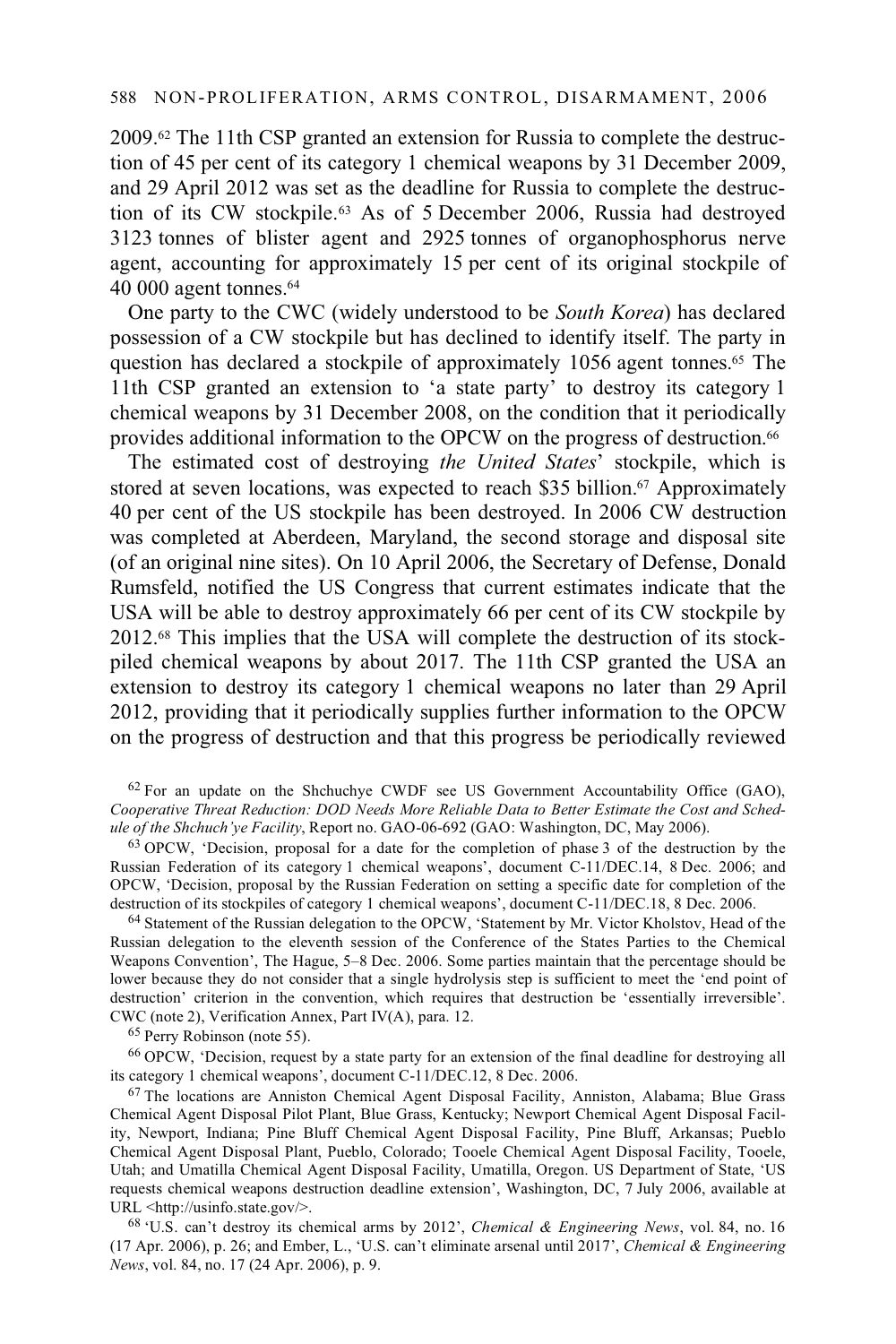2009.[62] The 11th CSP granted an extension for Russia to complete the destruction of 45 per cent of its category 1 chemical weapons by 31 December 2009, and 29 April 2012 was set as the deadline for Russia to complete the destruction of its CW stockpile.[63] As of 5 December 2006, Russia had destroyed 3123 tonnes of blister agent and 2925 tonnes of organophosphorus nerve agent, accounting for approximately 15 per cent of its original stockpile of 40 000 agent tonnes.[64]

One party to the CWC (widely understood to be *South Korea*) has declared possession of a CW stockpile but has declined to identify itself. The party in question has declared a stockpile of approximately 1056 agent tonnes.[65] The 11th CSP granted an extension to 'a state party' to destroy its category 1 chemical weapons by 31 December 2008, on the condition that it periodically provides additional information to the OPCW on the progress of destruction.[66]

The estimated cost of destroying *the United States*' stockpile, which is stored at seven locations, was expected to reach $35 billion.[67] Approximately 40 per cent of the US stockpile has been destroyed. In 2006 CW destruction was completed at Aberdeen, Maryland, the second storage and disposal site (of an original nine sites). On 10 April 2006, the Secretary of Defense, Donald Rumsfeld, notified the US Congress that current estimates indicate that the USA will be able to destroy approximately 66 per cent of its CW stockpile by 2012.[68] This implies that the USA will complete the destruction of its stockpiled chemical weapons by about 2017. The 11th CSP granted the USA an extension to destroy its category 1 chemical weapons no later than 29 April 2012, providing that it periodically supplies further information to the OPCW on the progress of destruction and that this progress be periodically reviewed

[62] For an update on the Shchuchye CWDF see US Government Accountability Office (GAO), *Cooperative Threat Reduction: DOD Needs More Reliable Data to Better Estimate the Cost and Schedule of the Shchuch'ye Facility*, Report no. GAO-06-692 (GAO: Washington, DC, May 2006).

[63] OPCW, 'Decision, proposal for a date for the completion of phase 3 of the destruction by the Russian Federation of its category 1 chemical weapons', document C-11/DEC.14, 8 Dec. 2006; and OPCW, 'Decision, proposal by the Russian Federation on setting a specific date for completion of the destruction of its stockpiles of category 1 chemical weapons', document C-11/DEC.18, 8 Dec. 2006.

[64] Statement of the Russian delegation to the OPCW, 'Statement by Mr. Victor Kholstov, Head of the Russian delegation to the eleventh session of the Conference of the States Parties to the Chemical Weapons Convention', The Hague, 5–8 Dec. 2006. Some parties maintain that the percentage should be lower because they do not consider that a single hydrolysis step is sufficient to meet the 'end point of destruction' criterion in the convention, which requires that destruction be 'essentially irreversible'. CWC (note 2), Verification Annex, Part IV(A), para. 12.

[65] Perry Robinson (note 55).

[66] OPCW, 'Decision, request by a state party for an extension of the final deadline for destroying all its category 1 chemical weapons', document C-11/DEC.12, 8 Dec. 2006.

[67] The locations are Anniston Chemical Agent Disposal Facility, Anniston, Alabama; Blue Grass Chemical Agent Disposal Pilot Plant, Blue Grass, Kentucky; Newport Chemical Agent Disposal Facility, Newport, Indiana; Pine Bluff Chemical Agent Disposal Facility, Pine Bluff, Arkansas; Pueblo Chemical Agent Disposal Plant, Pueblo, Colorado; Tooele Chemical Agent Disposal Facility, Tooele, Utah; and Umatilla Chemical Agent Disposal Facility, Umatilla, Oregon. US Department of State, 'US requests chemical weapons destruction deadline extension', Washington, DC, 7 July 2006, available at URL <http://usinfo.state.gov/>.

[68] 'U.S. can't destroy its chemical arms by 2012', *Chemical & Engineering News*, vol. 84, no. 16 (17 Apr. 2006), p. 26; and Ember, L., 'U.S. can't eliminate arsenal until 2017', *Chemical & Engineering News*, vol. 84, no. 17 (24 Apr. 2006), p. 9.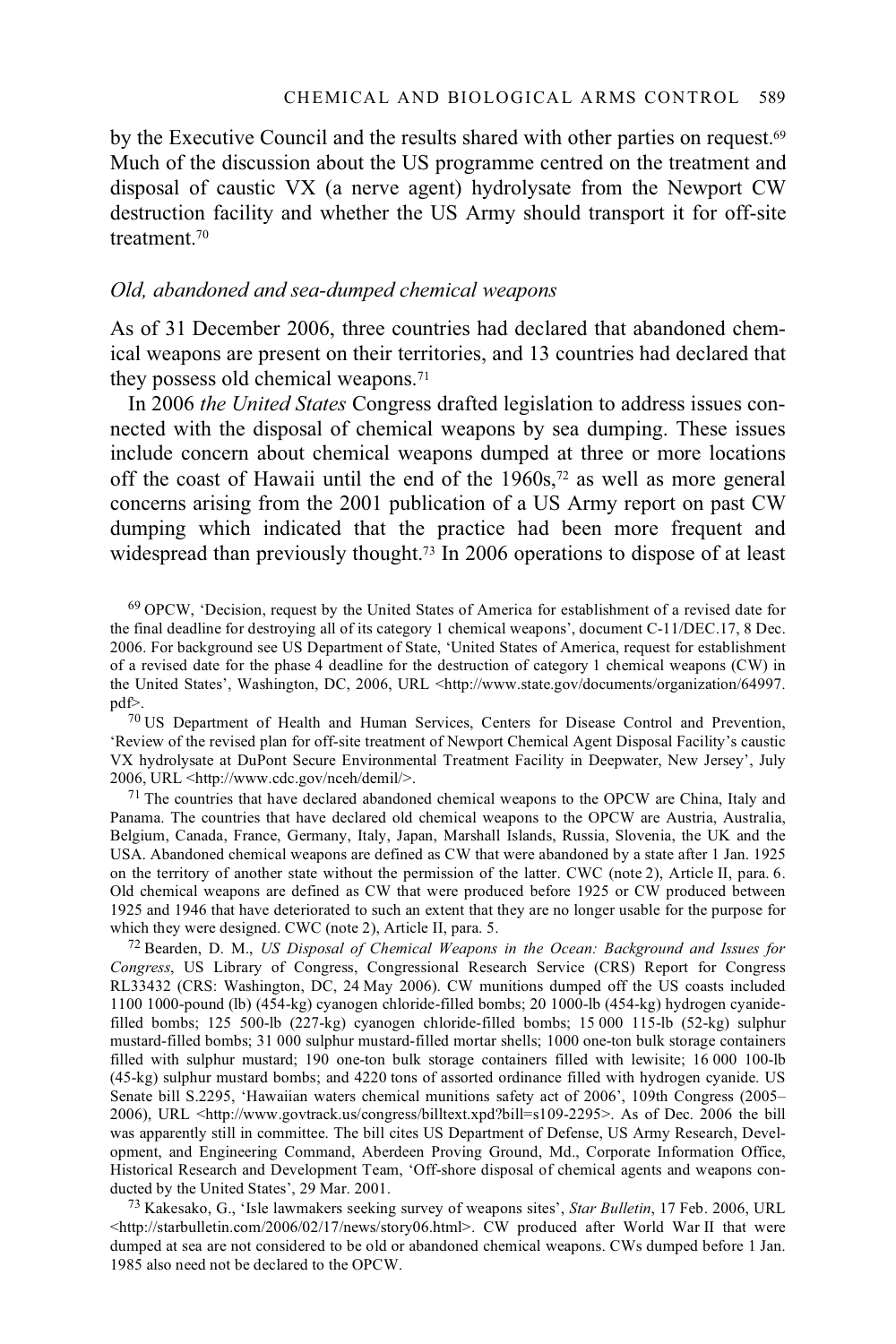by the Executive Council and the results shared with other parties on request.[69] Much of the discussion about the US programme centred on the treatment and disposal of caustic VX (a nerve agent) hydrolysate from the Newport CW destruction facility and whether the US Army should transport it for off-site treatment.[70]

### *Old, abandoned and sea-dumped chemical weapons*

As of 31 December 2006, three countries had declared that abandoned chemical weapons are present on their territories, and 13 countries had declared that they possess old chemical weapons.[71]

In 2006 *the United States* Congress drafted legislation to address issues connected with the disposal of chemical weapons by sea dumping. These issues include concern about chemical weapons dumped at three or more locations off the coast of Hawaii until the end of the 1960s,[72] as well as more general concerns arising from the 2001 publication of a US Army report on past CW dumping which indicated that the practice had been more frequent and widespread than previously thought.[73] In 2006 operations to dispose of at least

[69] OPCW, 'Decision, request by the United States of America for establishment of a revised date for the final deadline for destroying all of its category 1 chemical weapons', document C-11/DEC.17, 8 Dec. 2006. For background see US Department of State, 'United States of America, request for establishment of a revised date for the phase 4 deadline for the destruction of category 1 chemical weapons (CW) in the United States', Washington, DC, 2006, URL <http://www.state.gov/documents/organization/64997.pdf>.

[70] US Department of Health and Human Services, Centers for Disease Control and Prevention, 'Review of the revised plan for off-site treatment of Newport Chemical Agent Disposal Facility's caustic VX hydrolysate at DuPont Secure Environmental Treatment Facility in Deepwater, New Jersey', July 2006, URL <http://www.cdc.gov/nceh/demil/>.

[71] The countries that have declared abandoned chemical weapons to the OPCW are China, Italy and Panama. The countries that have declared old chemical weapons to the OPCW are Austria, Australia, Belgium, Canada, France, Germany, Italy, Japan, Marshall Islands, Russia, Slovenia, the UK and the USA. Abandoned chemical weapons are defined as CW that were abandoned by a state after 1 Jan. 1925 on the territory of another state without the permission of the latter. CWC (note 2), Article II, para. 6. Old chemical weapons are defined as CW that were produced before 1925 or CW produced between 1925 and 1946 that have deteriorated to such an extent that they are no longer usable for the purpose for which they were designed. CWC (note 2), Article II, para. 5.

[72] Bearden, D. M., *US Disposal of Chemical Weapons in the Ocean: Background and Issues for Congress*, US Library of Congress, Congressional Research Service (CRS) Report for Congress RL33432 (CRS: Washington, DC, 24 May 2006). CW munitions dumped off the US coasts included 1100 1000-pound (lb) (454-kg) cyanogen chloride-filled bombs; 20 1000-lb (454-kg) hydrogen cyanide-filled bombs; 125 500-lb (227-kg) cyanogen chloride-filled bombs; 15 000 115-lb (52-kg) sulphur mustard-filled bombs; 31 000 sulphur mustard-filled mortar shells; 1000 one-ton bulk storage containers filled with sulphur mustard; 190 one-ton bulk storage containers filled with lewisite; 16 000 100-lb (45-kg) sulphur mustard bombs; and 4220 tons of assorted ordinance filled with hydrogen cyanide. US Senate bill S.2295, 'Hawaiian waters chemical munitions safety act of 2006', 109th Congress (2005–2006), URL <http://www.govtrack.us/congress/billtext.xpd?bill=s109-2295>. As of Dec. 2006 the bill was apparently still in committee. The bill cites US Department of Defense, US Army Research, Development, and Engineering Command, Aberdeen Proving Ground, Md., Corporate Information Office, Historical Research and Development Team, 'Off-shore disposal of chemical agents and weapons conducted by the United States', 29 Mar. 2001.

[73] Kakesako, G., 'Isle lawmakers seeking survey of weapons sites', *Star Bulletin*, 17 Feb. 2006, URL <http://starbulletin.com/2006/02/17/news/story06.html>. CW produced after World War II that were dumped at sea are not considered to be old or abandoned chemical weapons. CWs dumped before 1 Jan. 1985 also need not be declared to the OPCW.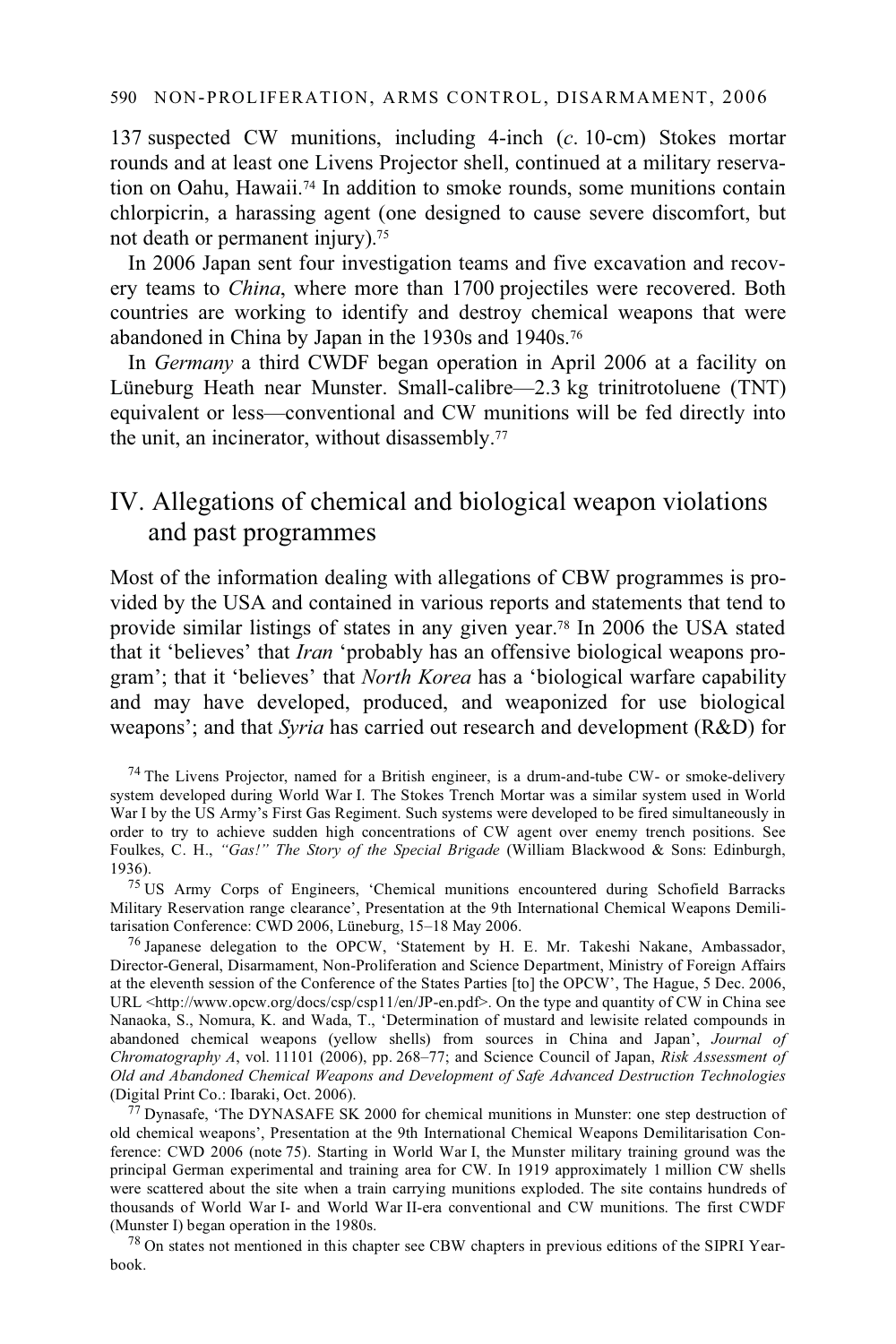137 suspected CW munitions, including 4-inch (*c*. 10-cm) Stokes mortar rounds and at least one Livens Projector shell, continued at a military reservation on Oahu, Hawaii.[74] In addition to smoke rounds, some munitions contain chlorpicrin, a harassing agent (one designed to cause severe discomfort, but not death or permanent injury).[75]

In 2006 Japan sent four investigation teams and five excavation and recovery teams to *China*, where more than 1700 projectiles were recovered. Both countries are working to identify and destroy chemical weapons that were abandoned in China by Japan in the 1930s and 1940s.[76]

In *Germany* a third CWDF began operation in April 2006 at a facility on Lüneburg Heath near Munster. Small-calibre—2.3 kg trinitrotoluene (TNT) equivalent or less—conventional and CW munitions will be fed directly into the unit, an incinerator, without disassembly.[77]

## IV. Allegations of chemical and biological weapon violations and past programmes

Most of the information dealing with allegations of CBW programmes is provided by the USA and contained in various reports and statements that tend to provide similar listings of states in any given year.[78] In 2006 the USA stated that it 'believes' that *Iran* 'probably has an offensive biological weapons program'; that it 'believes' that *North Korea* has a 'biological warfare capability and may have developed, produced, and weaponized for use biological weapons'; and that *Syria* has carried out research and development (R&D) for

[74] The Livens Projector, named for a British engineer, is a drum-and-tube CW- or smoke-delivery system developed during World War I. The Stokes Trench Mortar was a similar system used in World War I by the US Army's First Gas Regiment. Such systems were developed to be fired simultaneously in order to try to achieve sudden high concentrations of CW agent over enemy trench positions. See Foulkes, C. H., *"Gas!" The Story of the Special Brigade* (William Blackwood & Sons: Edinburgh, 1936).

[75] US Army Corps of Engineers, 'Chemical munitions encountered during Schofield Barracks Military Reservation range clearance', Presentation at the 9th International Chemical Weapons Demilitarisation Conference: CWD 2006, Lüneburg, 15–18 May 2006.

[76] Japanese delegation to the OPCW, 'Statement by H. E. Mr. Takeshi Nakane, Ambassador, Director-General, Disarmament, Non-Proliferation and Science Department, Ministry of Foreign Affairs at the eleventh session of the Conference of the States Parties [to] the OPCW', The Hague, 5 Dec. 2006, URL <http://www.opcw.org/docs/csp/csp11/en/JP-en.pdf>. On the type and quantity of CW in China see Nanaoka, S., Nomura, K. and Wada, T., 'Determination of mustard and lewisite related compounds in abandoned chemical weapons (yellow shells) from sources in China and Japan', *Journal of Chromatography A*, vol. 11101 (2006), pp. 268–77; and Science Council of Japan, *Risk Assessment of Old and Abandoned Chemical Weapons and Development of Safe Advanced Destruction Technologies* (Digital Print Co.: Ibaraki, Oct. 2006).

[77] Dynasafe, 'The DYNASAFE SK 2000 for chemical munitions in Munster: one step destruction of old chemical weapons', Presentation at the 9th International Chemical Weapons Demilitarisation Conference: CWD 2006 (note 75). Starting in World War I, the Munster military training ground was the principal German experimental and training area for CW. In 1919 approximately 1 million CW shells were scattered about the site when a train carrying munitions exploded. The site contains hundreds of thousands of World War I- and World War II-era conventional and CW munitions. The first CWDF (Munster I) began operation in the 1980s.

[78] On states not mentioned in this chapter see CBW chapters in previous editions of the SIPRI Yearbook.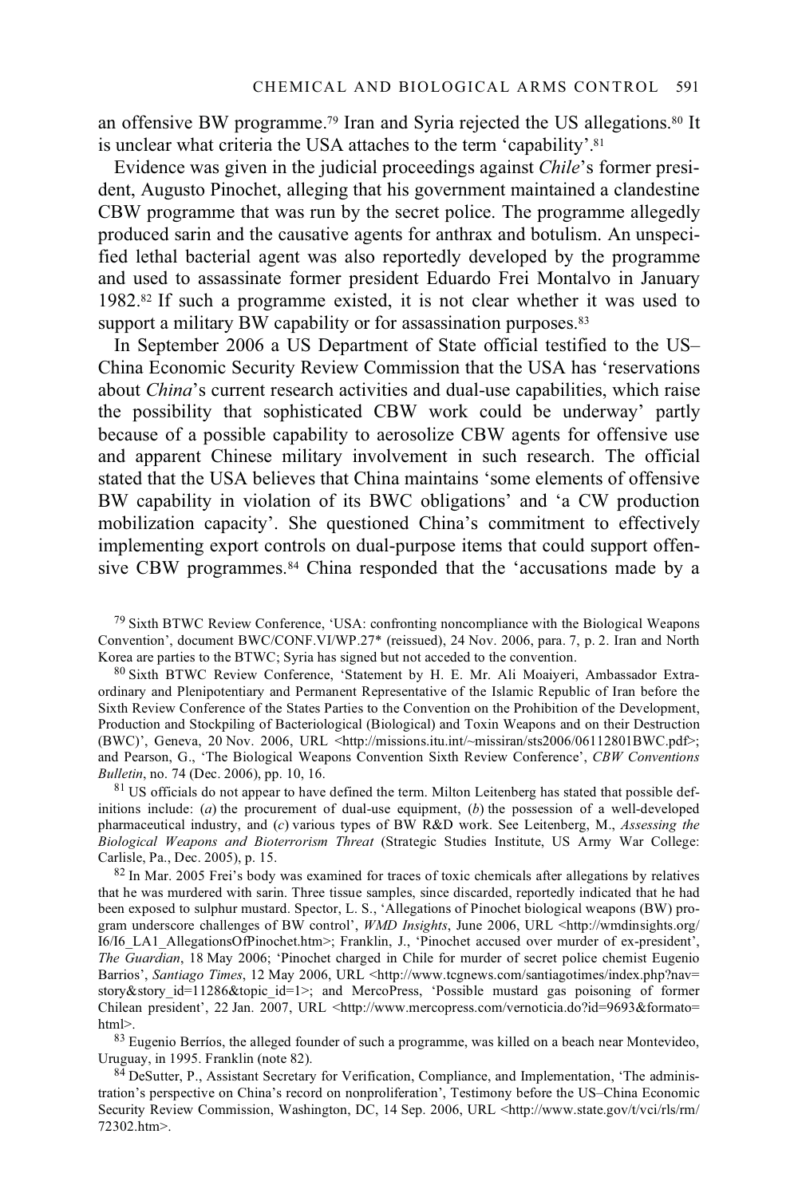an offensive BW programme.[79] Iran and Syria rejected the US allegations.[80] It is unclear what criteria the USA attaches to the term 'capability'.[81]

Evidence was given in the judicial proceedings against *Chile*'s former president, Augusto Pinochet, alleging that his government maintained a clandestine CBW programme that was run by the secret police. The programme allegedly produced sarin and the causative agents for anthrax and botulism. An unspecified lethal bacterial agent was also reportedly developed by the programme and used to assassinate former president Eduardo Frei Montalvo in January 1982.[82] If such a programme existed, it is not clear whether it was used to support a military BW capability or for assassination purposes.[83]

In September 2006 a US Department of State official testified to the US–China Economic Security Review Commission that the USA has 'reservations about *China*'s current research activities and dual-use capabilities, which raise the possibility that sophisticated CBW work could be underway' partly because of a possible capability to aerosolize CBW agents for offensive use and apparent Chinese military involvement in such research. The official stated that the USA believes that China maintains 'some elements of offensive BW capability in violation of its BWC obligations' and 'a CW production mobilization capacity'. She questioned China's commitment to effectively implementing export controls on dual-purpose items that could support offensive CBW programmes.[84] China responded that the 'accusations made by a

[79] Sixth BTWC Review Conference, 'USA: confronting noncompliance with the Biological Weapons Convention', document BWC/CONF.VI/WP.27* (reissued), 24 Nov. 2006, para. 7, p. 2. Iran and North Korea are parties to the BTWC; Syria has signed but not acceded to the convention.

[80] Sixth BTWC Review Conference, 'Statement by H. E. Mr. Ali Moaiyeri, Ambassador Extraordinary and Plenipotentiary and Permanent Representative of the Islamic Republic of Iran before the Sixth Review Conference of the States Parties to the Convention on the Prohibition of the Development, Production and Stockpiling of Bacteriological (Biological) and Toxin Weapons and on their Destruction (BWC)', Geneva, 20 Nov. 2006, URL <http://missions.itu.int/~missiran/sts2006/06112801BWC.pdf>; and Pearson, G., 'The Biological Weapons Convention Sixth Review Conference', *CBW Conventions Bulletin*, no. 74 (Dec. 2006), pp. 10, 16.

[81] US officials do not appear to have defined the term. Milton Leitenberg has stated that possible definitions include: (*a*) the procurement of dual-use equipment, (*b*) the possession of a well-developed pharmaceutical industry, and (*c*) various types of BW R&D work. See Leitenberg, M., *Assessing the Biological Weapons and Bioterrorism Threat* (Strategic Studies Institute, US Army War College: Carlisle, Pa., Dec. 2005), p. 15.

[82] In Mar. 2005 Frei's body was examined for traces of toxic chemicals after allegations by relatives that he was murdered with sarin. Three tissue samples, since discarded, reportedly indicated that he had been exposed to sulphur mustard. Spector, L. S., 'Allegations of Pinochet biological weapons (BW) program underscore challenges of BW control', *WMD Insights*, June 2006, URL <http://wmdinsights.org/I6/I6_LA1_AllegationsOfPinochet.htm>; Franklin, J., 'Pinochet accused over murder of ex-president', *The Guardian*, 18 May 2006; 'Pinochet charged in Chile for murder of secret police chemist Eugenio Barrios', *Santiago Times*, 12 May 2006, URL <http://www.tcgnews.com/santiagotimes/index.php?nav=story&story_id=11286&topic_id=1>; and MercoPress, 'Possible mustard gas poisoning of former Chilean president', 22 Jan. 2007, URL <http://www.mercopress.com/vernoticia.do?id=9693&formato=html>.

[83] Eugenio Berríos, the alleged founder of such a programme, was killed on a beach near Montevideo, Uruguay, in 1995. Franklin (note 82).

[84] DeSutter, P., Assistant Secretary for Verification, Compliance, and Implementation, 'The administration's perspective on China's record on nonproliferation', Testimony before the US–China Economic Security Review Commission, Washington, DC, 14 Sep. 2006, URL <http://www.state.gov/t/vci/rls/rm/72302.htm>.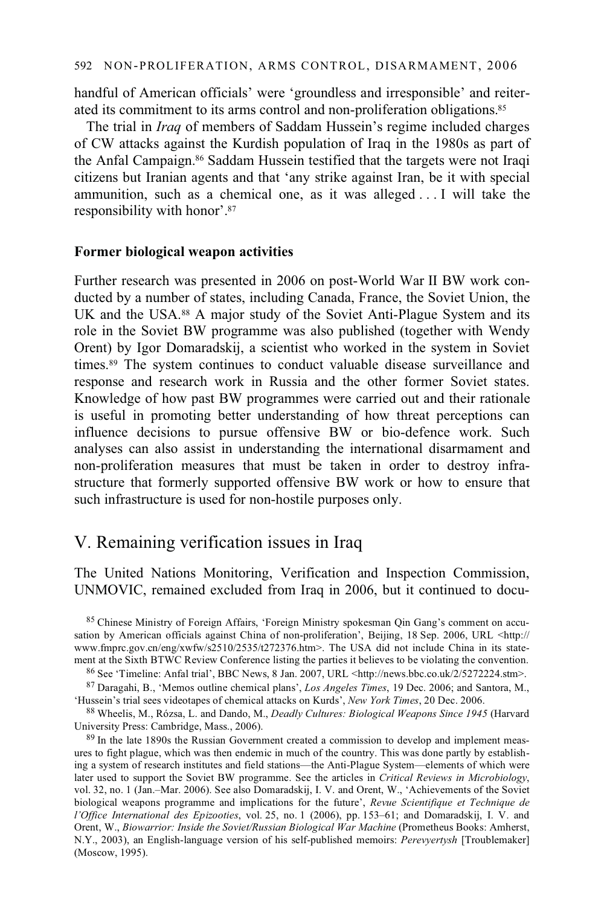handful of American officials' were 'groundless and irresponsible' and reiterated its commitment to its arms control and non-proliferation obligations.[85]

The trial in *Iraq* of members of Saddam Hussein's regime included charges of CW attacks against the Kurdish population of Iraq in the 1980s as part of the Anfal Campaign.[86] Saddam Hussein testified that the targets were not Iraqi citizens but Iranian agents and that 'any strike against Iran, be it with special ammunition, such as a chemical one, as it was alleged . . . I will take the responsibility with honor'.[87]

### Former biological weapon activities

Further research was presented in 2006 on post-World War II BW work conducted by a number of states, including Canada, France, the Soviet Union, the UK and the USA.[88] A major study of the Soviet Anti-Plague System and its role in the Soviet BW programme was also published (together with Wendy Orent) by Igor Domaradskij, a scientist who worked in the system in Soviet times.[89] The system continues to conduct valuable disease surveillance and response and research work in Russia and the other former Soviet states. Knowledge of how past BW programmes were carried out and their rationale is useful in promoting better understanding of how threat perceptions can influence decisions to pursue offensive BW or bio-defence work. Such analyses can also assist in understanding the international disarmament and non-proliferation measures that must be taken in order to destroy infrastructure that formerly supported offensive BW work or how to ensure that such infrastructure is used for non-hostile purposes only.

## V. Remaining verification issues in Iraq

The United Nations Monitoring, Verification and Inspection Commission, UNMOVIC, remained excluded from Iraq in 2006, but it continued to docu-

[85] Chinese Ministry of Foreign Affairs, 'Foreign Ministry spokesman Qin Gang's comment on accusation by American officials against China of non-proliferation', Beijing, 18 Sep. 2006, URL <http://www.fmprc.gov.cn/eng/xwfw/s2510/2535/t272376.htm>. The USA did not include China in its statement at the Sixth BTWC Review Conference listing the parties it believes to be violating the convention.

[86] See 'Timeline: Anfal trial', BBC News, 8 Jan. 2007, URL <http://news.bbc.co.uk/2/5272224.stm>.

[87] Daragahi, B., 'Memos outline chemical plans', *Los Angeles Times*, 19 Dec. 2006; and Santora, M., 'Hussein's trial sees videotapes of chemical attacks on Kurds', *New York Times*, 20 Dec. 2006.

[88] Wheelis, M., Rózsa, L. and Dando, M., *Deadly Cultures: Biological Weapons Since 1945* (Harvard University Press: Cambridge, Mass., 2006).

[89] In the late 1890s the Russian Government created a commission to develop and implement measures to fight plague, which was then endemic in much of the country. This was done partly by establishing a system of research institutes and field stations—the Anti-Plague System—elements of which were later used to support the Soviet BW programme. See the articles in *Critical Reviews in Microbiology*, vol. 32, no. 1 (Jan.–Mar. 2006). See also Domaradskij, I. V. and Orent, W., 'Achievements of the Soviet biological weapons programme and implications for the future', *Revue Scientifique et Technique de l'Office International des Epizooties*, vol. 25, no. 1 (2006), pp. 153–61; and Domaradskij, I. V. and Orent, W., *Biowarrior: Inside the Soviet/Russian Biological War Machine* (Prometheus Books: Amherst, N.Y., 2003), an English-language version of his self-published memoirs: *Perevyertysh* [Troublemaker] (Moscow, 1995).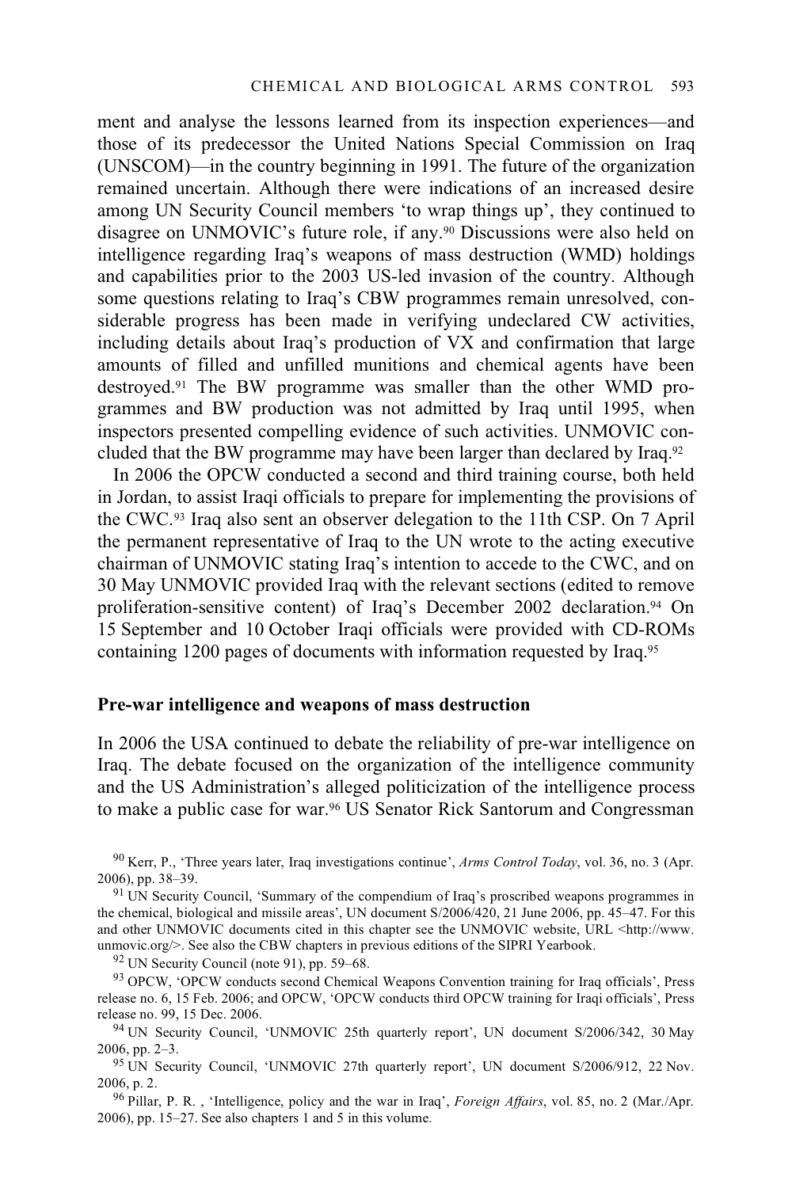ment and analyse the lessons learned from its inspection experiences—and those of its predecessor the United Nations Special Commission on Iraq (UNSCOM)—in the country beginning in 1991. The future of the organization remained uncertain. Although there were indications of an increased desire among UN Security Council members 'to wrap things up', they continued to disagree on UNMOVIC's future role, if any.[90] Discussions were also held on intelligence regarding Iraq's weapons of mass destruction (WMD) holdings and capabilities prior to the 2003 US-led invasion of the country. Although some questions relating to Iraq's CBW programmes remain unresolved, considerable progress has been made in verifying undeclared CW activities, including details about Iraq's production of VX and confirmation that large amounts of filled and unfilled munitions and chemical agents have been destroyed.[91] The BW programme was smaller than the other WMD programmes and BW production was not admitted by Iraq until 1995, when inspectors presented compelling evidence of such activities. UNMOVIC concluded that the BW programme may have been larger than declared by Iraq.[92]

In 2006 the OPCW conducted a second and third training course, both held in Jordan, to assist Iraqi officials to prepare for implementing the provisions of the CWC.[93] Iraq also sent an observer delegation to the 11th CSP. On 7 April the permanent representative of Iraq to the UN wrote to the acting executive chairman of UNMOVIC stating Iraq's intention to accede to the CWC, and on 30 May UNMOVIC provided Iraq with the relevant sections (edited to remove proliferation-sensitive content) of Iraq's December 2002 declaration.[94] On 15 September and 10 October Iraqi officials were provided with CD-ROMs containing 1200 pages of documents with information requested by Iraq.[95]

### Pre-war intelligence and weapons of mass destruction

In 2006 the USA continued to debate the reliability of pre-war intelligence on Iraq. The debate focused on the organization of the intelligence community and the US Administration's alleged politicization of the intelligence process to make a public case for war.[96] US Senator Rick Santorum and Congressman

[90] Kerr, P., 'Three years later, Iraq investigations continue', *Arms Control Today*, vol. 36, no. 3 (Apr. 2006), pp. 38–39.

[91] UN Security Council, 'Summary of the compendium of Iraq's proscribed weapons programmes in the chemical, biological and missile areas', UN document S/2006/420, 21 June 2006, pp. 45–47. For this and other UNMOVIC documents cited in this chapter see the UNMOVIC website, URL <http://www.unmovic.org/>. See also the CBW chapters in previous editions of the SIPRI Yearbook.

[92] UN Security Council (note 91), pp. 59–68.

[93] OPCW, 'OPCW conducts second Chemical Weapons Convention training for Iraq officials', Press release no. 6, 15 Feb. 2006; and OPCW, 'OPCW conducts third OPCW training for Iraqi officials', Press release no. 99, 15 Dec. 2006.

[94] UN Security Council, 'UNMOVIC 25th quarterly report', UN document S/2006/342, 30 May 2006, pp. 2–3.

[95] UN Security Council, 'UNMOVIC 27th quarterly report', UN document S/2006/912, 22 Nov. 2006, p. 2.

[96] Pillar, P. R. , 'Intelligence, policy and the war in Iraq', *Foreign Affairs*, vol. 85, no. 2 (Mar./Apr. 2006), pp. 15–27. See also chapters 1 and 5 in this volume.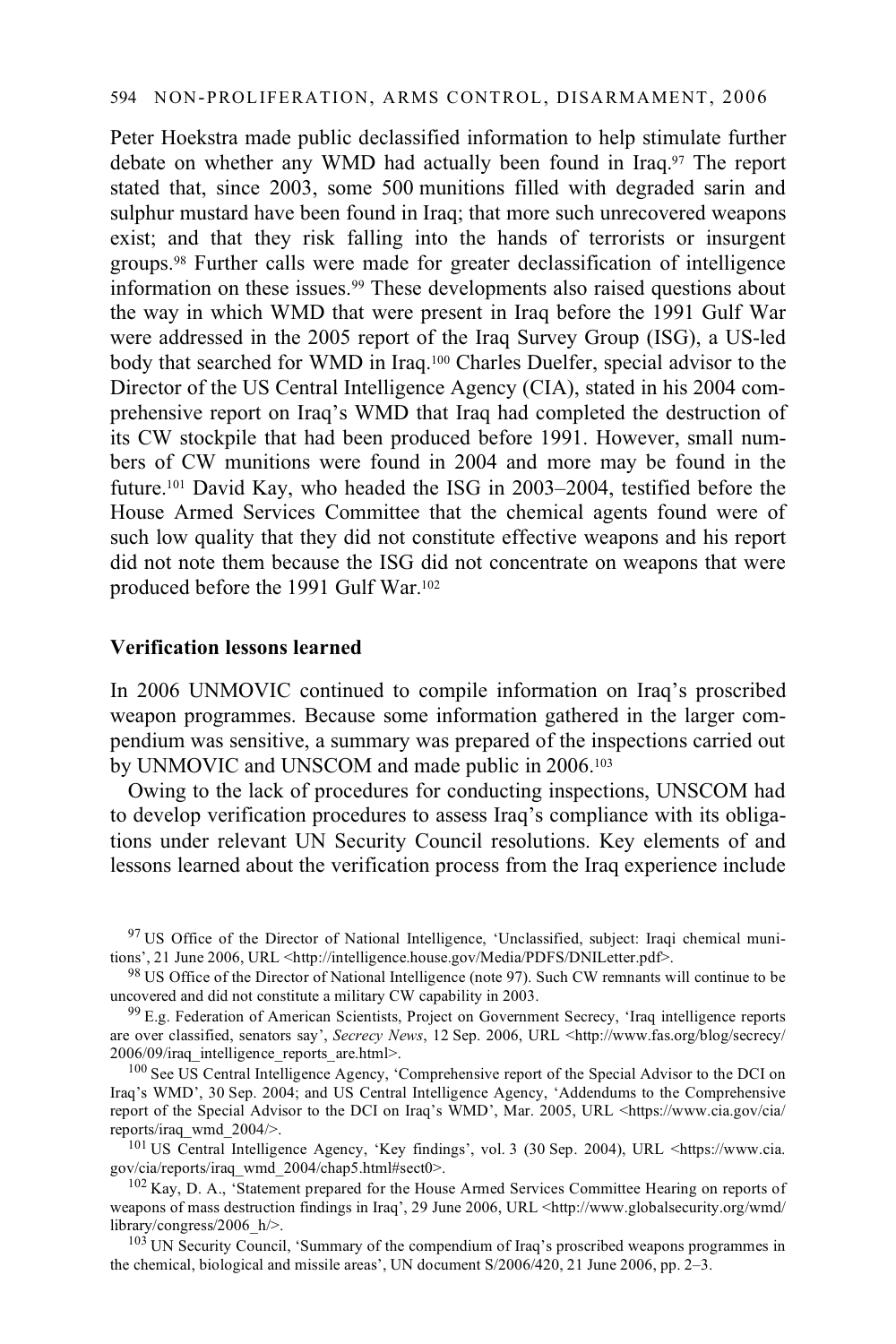Peter Hoekstra made public declassified information to help stimulate further debate on whether any WMD had actually been found in Iraq.[97] The report stated that, since 2003, some 500 munitions filled with degraded sarin and sulphur mustard have been found in Iraq; that more such unrecovered weapons exist; and that they risk falling into the hands of terrorists or insurgent groups.[98] Further calls were made for greater declassification of intelligence information on these issues.[99] These developments also raised questions about the way in which WMD that were present in Iraq before the 1991 Gulf War were addressed in the 2005 report of the Iraq Survey Group (ISG), a US-led body that searched for WMD in Iraq.[100] Charles Duelfer, special advisor to the Director of the US Central Intelligence Agency (CIA), stated in his 2004 comprehensive report on Iraq's WMD that Iraq had completed the destruction of its CW stockpile that had been produced before 1991. However, small numbers of CW munitions were found in 2004 and more may be found in the future.[101] David Kay, who headed the ISG in 2003–2004, testified before the House Armed Services Committee that the chemical agents found were of such low quality that they did not constitute effective weapons and his report did not note them because the ISG did not concentrate on weapons that were produced before the 1991 Gulf War.[102]

### Verification lessons learned

In 2006 UNMOVIC continued to compile information on Iraq's proscribed weapon programmes. Because some information gathered in the larger compendium was sensitive, a summary was prepared of the inspections carried out by UNMOVIC and UNSCOM and made public in 2006.[103]

Owing to the lack of procedures for conducting inspections, UNSCOM had to develop verification procedures to assess Iraq's compliance with its obligations under relevant UN Security Council resolutions. Key elements of and lessons learned about the verification process from the Iraq experience include

[97] US Office of the Director of National Intelligence, 'Unclassified, subject: Iraqi chemical munitions', 21 June 2006, URL <http://intelligence.house.gov/Media/PDFS/DNILetter.pdf>.

[98] US Office of the Director of National Intelligence (note 97). Such CW remnants will continue to be uncovered and did not constitute a military CW capability in 2003.

[99] E.g. Federation of American Scientists, Project on Government Secrecy, 'Iraq intelligence reports are over classified, senators say', *Secrecy News*, 12 Sep. 2006, URL <http://www.fas.org/blog/secrecy/2006/09/iraq_intelligence_reports_are.html>.

[100] See US Central Intelligence Agency, 'Comprehensive report of the Special Advisor to the DCI on Iraq's WMD', 30 Sep. 2004; and US Central Intelligence Agency, 'Addendums to the Comprehensive report of the Special Advisor to the DCI on Iraq's WMD', Mar. 2005, URL <https://www.cia.gov/cia/reports/iraq_wmd_2004/>.

[101] US Central Intelligence Agency, 'Key findings', vol. 3 (30 Sep. 2004), URL <https://www.cia.gov/cia/reports/iraq_wmd_2004/chap5.html#sect0>.

[102] Kay, D. A., 'Statement prepared for the House Armed Services Committee Hearing on reports of weapons of mass destruction findings in Iraq', 29 June 2006, URL <http://www.globalsecurity.org/wmd/library/congress/2006_h/>.

[103] UN Security Council, 'Summary of the compendium of Iraq's proscribed weapons programmes in the chemical, biological and missile areas', UN document S/2006/420, 21 June 2006, pp. 2–3.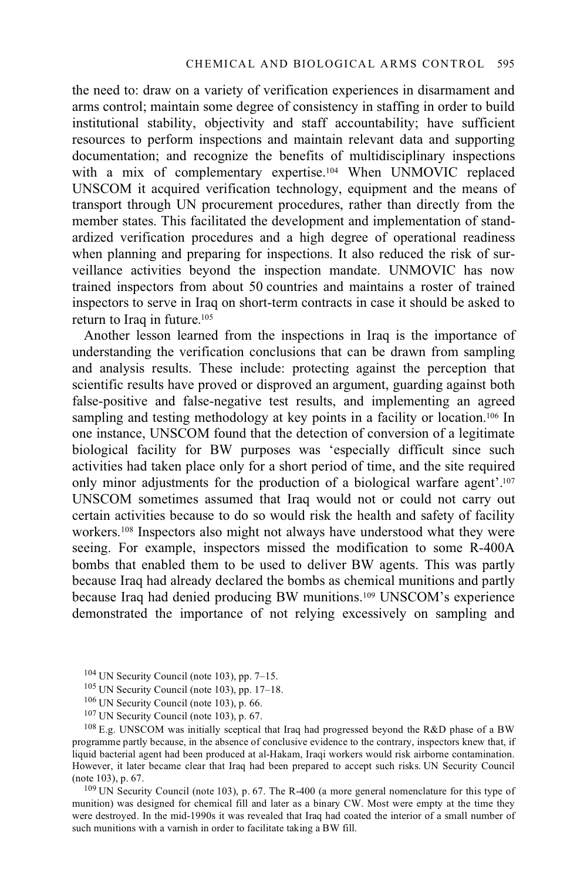the need to: draw on a variety of verification experiences in disarmament and arms control; maintain some degree of consistency in staffing in order to build institutional stability, objectivity and staff accountability; have sufficient resources to perform inspections and maintain relevant data and supporting documentation; and recognize the benefits of multidisciplinary inspections with a mix of complementary expertise.[104] When UNMOVIC replaced UNSCOM it acquired verification technology, equipment and the means of transport through UN procurement procedures, rather than directly from the member states. This facilitated the development and implementation of standardized verification procedures and a high degree of operational readiness when planning and preparing for inspections. It also reduced the risk of surveillance activities beyond the inspection mandate. UNMOVIC has now trained inspectors from about 50 countries and maintains a roster of trained inspectors to serve in Iraq on short-term contracts in case it should be asked to return to Iraq in future.[105]

Another lesson learned from the inspections in Iraq is the importance of understanding the verification conclusions that can be drawn from sampling and analysis results. These include: protecting against the perception that scientific results have proved or disproved an argument, guarding against both false-positive and false-negative test results, and implementing an agreed sampling and testing methodology at key points in a facility or location.[106] In one instance, UNSCOM found that the detection of conversion of a legitimate biological facility for BW purposes was 'especially difficult since such activities had taken place only for a short period of time, and the site required only minor adjustments for the production of a biological warfare agent'.[107] UNSCOM sometimes assumed that Iraq would not or could not carry out certain activities because to do so would risk the health and safety of facility workers.[108] Inspectors also might not always have understood what they were seeing. For example, inspectors missed the modification to some R-400A bombs that enabled them to be used to deliver BW agents. This was partly because Iraq had already declared the bombs as chemical munitions and partly because Iraq had denied producing BW munitions.[109] UNSCOM's experience demonstrated the importance of not relying excessively on sampling and

[104] UN Security Council (note 103), pp. 7–15.

[105] UN Security Council (note 103), pp. 17–18.

[106] UN Security Council (note 103), p. 66.

[107] UN Security Council (note 103), p. 67.

[108] E.g. UNSCOM was initially sceptical that Iraq had progressed beyond the R&D phase of a BW programme partly because, in the absence of conclusive evidence to the contrary, inspectors knew that, if liquid bacterial agent had been produced at al-Hakam, Iraqi workers would risk airborne contamination. However, it later became clear that Iraq had been prepared to accept such risks. UN Security Council (note 103), p. 67.

[109] UN Security Council (note 103), p. 67. The R-400 (a more general nomenclature for this type of munition) was designed for chemical fill and later as a binary CW. Most were empty at the time they were destroyed. In the mid-1990s it was revealed that Iraq had coated the interior of a small number of such munitions with a varnish in order to facilitate taking a BW fill.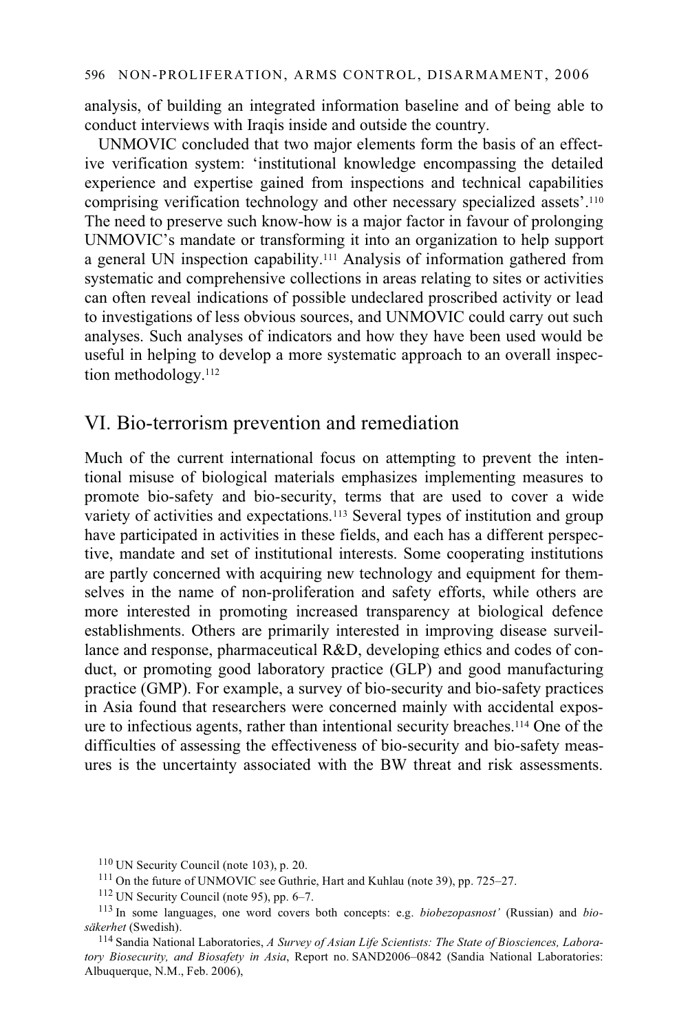analysis, of building an integrated information baseline and of being able to conduct interviews with Iraqis inside and outside the country.

UNMOVIC concluded that two major elements form the basis of an effective verification system: 'institutional knowledge encompassing the detailed experience and expertise gained from inspections and technical capabilities comprising verification technology and other necessary specialized assets'.[110] The need to preserve such know-how is a major factor in favour of prolonging UNMOVIC's mandate or transforming it into an organization to help support a general UN inspection capability.[111] Analysis of information gathered from systematic and comprehensive collections in areas relating to sites or activities can often reveal indications of possible undeclared proscribed activity or lead to investigations of less obvious sources, and UNMOVIC could carry out such analyses. Such analyses of indicators and how they have been used would be useful in helping to develop a more systematic approach to an overall inspection methodology.[112]

## VI. Bio-terrorism prevention and remediation

Much of the current international focus on attempting to prevent the intentional misuse of biological materials emphasizes implementing measures to promote bio-safety and bio-security, terms that are used to cover a wide variety of activities and expectations.[113] Several types of institution and group have participated in activities in these fields, and each has a different perspective, mandate and set of institutional interests. Some cooperating institutions are partly concerned with acquiring new technology and equipment for themselves in the name of non-proliferation and safety efforts, while others are more interested in promoting increased transparency at biological defence establishments. Others are primarily interested in improving disease surveillance and response, pharmaceutical R&D, developing ethics and codes of conduct, or promoting good laboratory practice (GLP) and good manufacturing practice (GMP). For example, a survey of bio-security and bio-safety practices in Asia found that researchers were concerned mainly with accidental exposure to infectious agents, rather than intentional security breaches.[114] One of the difficulties of assessing the effectiveness of bio-security and bio-safety measures is the uncertainty associated with the BW threat and risk assessments.

---

[110] UN Security Council (note 103), p. 20.

[111] On the future of UNMOVIC see Guthrie, Hart and Kuhlau (note 39), pp. 725–27.

[112] UN Security Council (note 95), pp. 6–7.

[113] In some languages, one word covers both concepts: e.g. *biobezopasnost'* (Russian) and *biosäkerhet* (Swedish).

[114] Sandia National Laboratories, *A Survey of Asian Life Scientists: The State of Biosciences, Laboratory Biosecurity, and Biosafety in Asia*, Report no. SAND2006–0842 (Sandia National Laboratories: Albuquerque, N.M., Feb. 2006),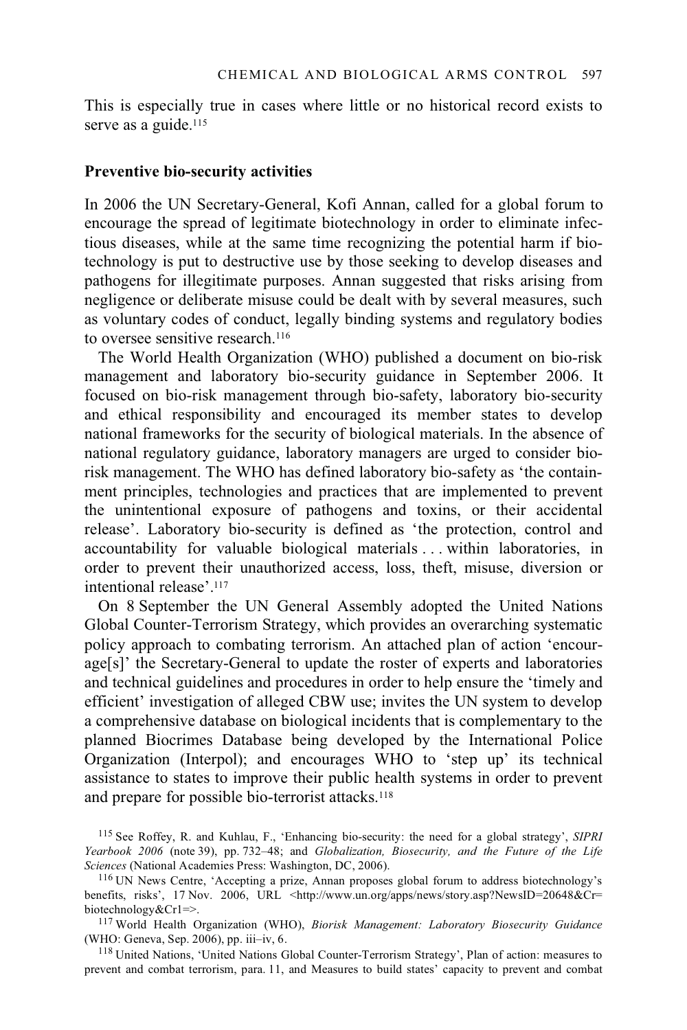This is especially true in cases where little or no historical record exists to serve as a guide.[115]

## Preventive bio-security activities

In 2006 the UN Secretary-General, Kofi Annan, called for a global forum to encourage the spread of legitimate biotechnology in order to eliminate infectious diseases, while at the same time recognizing the potential harm if biotechnology is put to destructive use by those seeking to develop diseases and pathogens for illegitimate purposes. Annan suggested that risks arising from negligence or deliberate misuse could be dealt with by several measures, such as voluntary codes of conduct, legally binding systems and regulatory bodies to oversee sensitive research.[116]

The World Health Organization (WHO) published a document on bio-risk management and laboratory bio-security guidance in September 2006. It focused on bio-risk management through bio-safety, laboratory bio-security and ethical responsibility and encouraged its member states to develop national frameworks for the security of biological materials. In the absence of national regulatory guidance, laboratory managers are urged to consider bio-risk management. The WHO has defined laboratory bio-safety as 'the containment principles, technologies and practices that are implemented to prevent the unintentional exposure of pathogens and toxins, or their accidental release'. Laboratory bio-security is defined as 'the protection, control and accountability for valuable biological materials . . . within laboratories, in order to prevent their unauthorized access, loss, theft, misuse, diversion or intentional release'.[117]

On 8 September the UN General Assembly adopted the United Nations Global Counter-Terrorism Strategy, which provides an overarching systematic policy approach to combating terrorism. An attached plan of action 'encourage[s]' the Secretary-General to update the roster of experts and laboratories and technical guidelines and procedures in order to help ensure the 'timely and efficient' investigation of alleged CBW use; invites the UN system to develop a comprehensive database on biological incidents that is complementary to the planned Biocrimes Database being developed by the International Police Organization (Interpol); and encourages WHO to 'step up' its technical assistance to states to improve their public health systems in order to prevent and prepare for possible bio-terrorist attacks.[118]

[115] See Roffey, R. and Kuhlau, F., 'Enhancing bio-security: the need for a global strategy', *SIPRI Yearbook 2006* (note 39), pp. 732–48; and *Globalization, Biosecurity, and the Future of the Life Sciences* (National Academies Press: Washington, DC, 2006).

[116] UN News Centre, 'Accepting a prize, Annan proposes global forum to address biotechnology's benefits, risks', 17 Nov. 2006, URL <http://www.un.org/apps/news/story.asp?NewsID=20648&Cr=biotechnology&Cr1=>.

[117] World Health Organization (WHO), *Biorisk Management: Laboratory Biosecurity Guidance* (WHO: Geneva, Sep. 2006), pp. iii–iv, 6.

[118] United Nations, 'United Nations Global Counter-Terrorism Strategy', Plan of action: measures to prevent and combat terrorism, para. 11, and Measures to build states' capacity to prevent and combat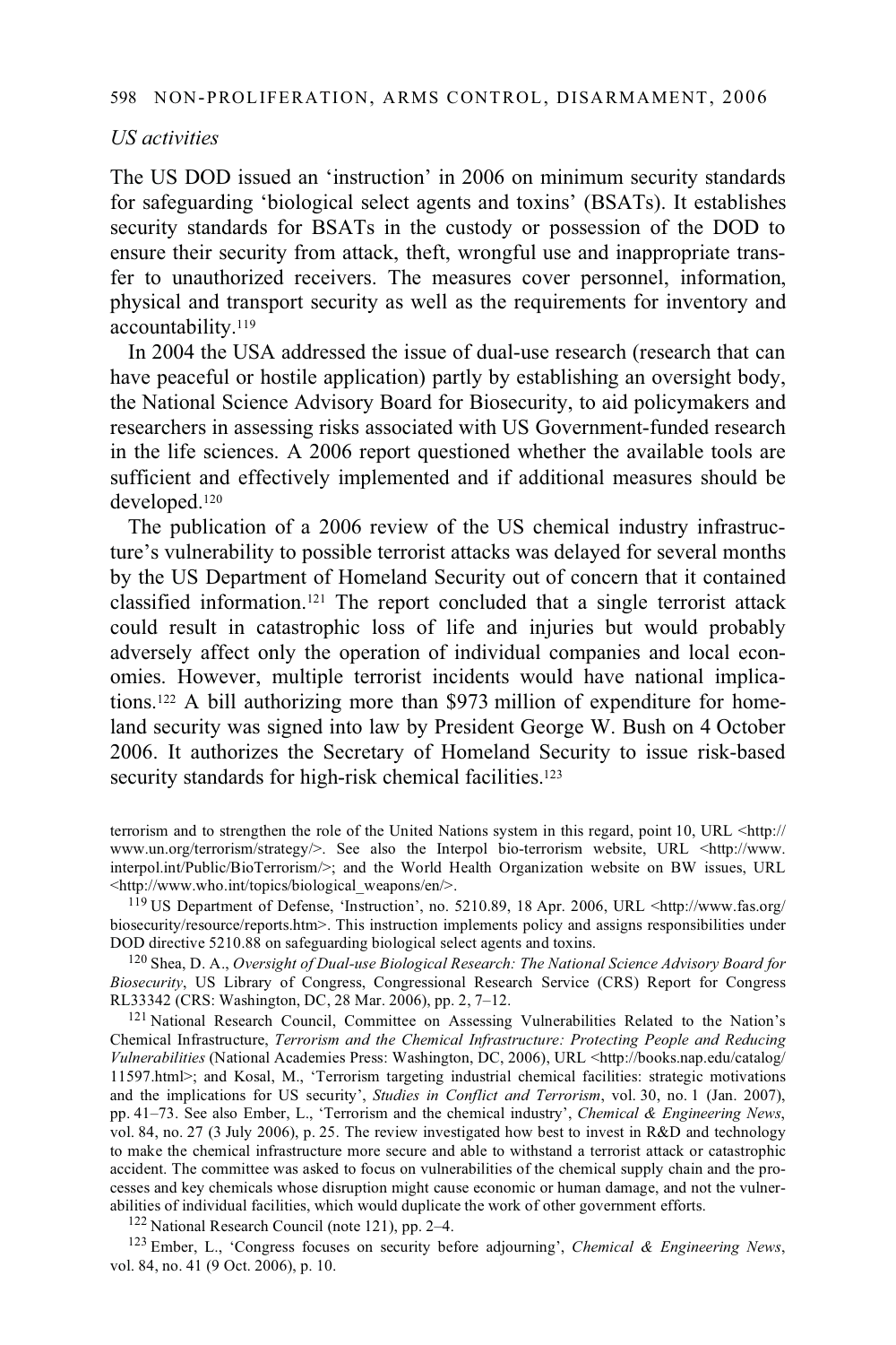*US activities*

The US DOD issued an 'instruction' in 2006 on minimum security standards for safeguarding 'biological select agents and toxins' (BSATs). It establishes security standards for BSATs in the custody or possession of the DOD to ensure their security from attack, theft, wrongful use and inappropriate transfer to unauthorized receivers. The measures cover personnel, information, physical and transport security as well as the requirements for inventory and accountability.[119]

In 2004 the USA addressed the issue of dual-use research (research that can have peaceful or hostile application) partly by establishing an oversight body, the National Science Advisory Board for Biosecurity, to aid policymakers and researchers in assessing risks associated with US Government-funded research in the life sciences. A 2006 report questioned whether the available tools are sufficient and effectively implemented and if additional measures should be developed.[120]

The publication of a 2006 review of the US chemical industry infrastructure's vulnerability to possible terrorist attacks was delayed for several months by the US Department of Homeland Security out of concern that it contained classified information.[121] The report concluded that a single terrorist attack could result in catastrophic loss of life and injuries but would probably adversely affect only the operation of individual companies and local economies. However, multiple terrorist incidents would have national implications.[122] A bill authorizing more than $973 million of expenditure for homeland security was signed into law by President George W. Bush on 4 October 2006. It authorizes the Secretary of Homeland Security to issue risk-based security standards for high-risk chemical facilities.[123]

terrorism and to strengthen the role of the United Nations system in this regard, point 10, URL <http://www.un.org/terrorism/strategy/>. See also the Interpol bio-terrorism website, URL <http://www.interpol.int/Public/BioTerrorism/>; and the World Health Organization website on BW issues, URL <http://www.who.int/topics/biological_weapons/en/>.

[119] US Department of Defense, 'Instruction', no. 5210.89, 18 Apr. 2006, URL <http://www.fas.org/biosecurity/resource/reports.htm>. This instruction implements policy and assigns responsibilities under DOD directive 5210.88 on safeguarding biological select agents and toxins.

[120] Shea, D. A., *Oversight of Dual-use Biological Research: The National Science Advisory Board for Biosecurity*, US Library of Congress, Congressional Research Service (CRS) Report for Congress RL33342 (CRS: Washington, DC, 28 Mar. 2006), pp. 2, 7–12.

[121] National Research Council, Committee on Assessing Vulnerabilities Related to the Nation's Chemical Infrastructure, *Terrorism and the Chemical Infrastructure: Protecting People and Reducing Vulnerabilities* (National Academies Press: Washington, DC, 2006), URL <http://books.nap.edu/catalog/11597.html>; and Kosal, M., 'Terrorism targeting industrial chemical facilities: strategic motivations and the implications for US security', *Studies in Conflict and Terrorism*, vol. 30, no. 1 (Jan. 2007), pp. 41–73. See also Ember, L., 'Terrorism and the chemical industry', *Chemical & Engineering News*, vol. 84, no. 27 (3 July 2006), p. 25. The review investigated how best to invest in R&D and technology to make the chemical infrastructure more secure and able to withstand a terrorist attack or catastrophic accident. The committee was asked to focus on vulnerabilities of the chemical supply chain and the processes and key chemicals whose disruption might cause economic or human damage, and not the vulnerabilities of individual facilities, which would duplicate the work of other government efforts.

[122] National Research Council (note 121), pp. 2–4.

[123] Ember, L., 'Congress focuses on security before adjourning', *Chemical & Engineering News*, vol. 84, no. 41 (9 Oct. 2006), p. 10.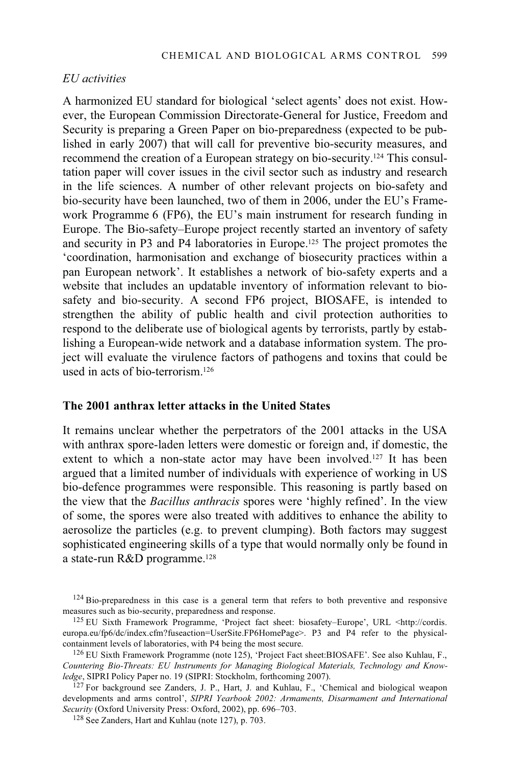*EU activities*

A harmonized EU standard for biological 'select agents' does not exist. However, the European Commission Directorate-General for Justice, Freedom and Security is preparing a Green Paper on bio-preparedness (expected to be published in early 2007) that will call for preventive bio-security measures, and recommend the creation of a European strategy on bio-security.[124] This consultation paper will cover issues in the civil sector such as industry and research in the life sciences. A number of other relevant projects on bio-safety and bio-security have been launched, two of them in 2006, under the EU's Framework Programme 6 (FP6), the EU's main instrument for research funding in Europe. The Bio-safety–Europe project recently started an inventory of safety and security in P3 and P4 laboratories in Europe.[125] The project promotes the 'coordination, harmonisation and exchange of biosecurity practices within a pan European network'. It establishes a network of bio-safety experts and a website that includes an updatable inventory of information relevant to bio-safety and bio-security. A second FP6 project, BIOSAFE, is intended to strengthen the ability of public health and civil protection authorities to respond to the deliberate use of biological agents by terrorists, partly by establishing a European-wide network and a database information system. The project will evaluate the virulence factors of pathogens and toxins that could be used in acts of bio-terrorism.[126]

## The 2001 anthrax letter attacks in the United States

It remains unclear whether the perpetrators of the 2001 attacks in the USA with anthrax spore-laden letters were domestic or foreign and, if domestic, the extent to which a non-state actor may have been involved.[127] It has been argued that a limited number of individuals with experience of working in US bio-defence programmes were responsible. This reasoning is partly based on the view that the *Bacillus anthracis* spores were 'highly refined'. In the view of some, the spores were also treated with additives to enhance the ability to aerosolize the particles (e.g. to prevent clumping). Both factors may suggest sophisticated engineering skills of a type that would normally only be found in a state-run R&D programme.[128]

---

[124] Bio-preparedness in this case is a general term that refers to both preventive and responsive measures such as bio-security, preparedness and response.

[125] EU Sixth Framework Programme, 'Project fact sheet: biosafety–Europe', URL <http://cordis.europa.eu/fp6/dc/index.cfm?fuseaction=UserSite.FP6HomePage>. P3 and P4 refer to the physical-containment levels of laboratories, with P4 being the most secure.

[126] EU Sixth Framework Programme (note 125), 'Project Fact sheet:BIOSAFE'. See also Kuhlau, F., *Countering Bio-Threats: EU Instruments for Managing Biological Materials, Technology and Knowledge*, SIPRI Policy Paper no. 19 (SIPRI: Stockholm, forthcoming 2007).

[127] For background see Zanders, J. P., Hart, J. and Kuhlau, F., 'Chemical and biological weapon developments and arms control', *SIPRI Yearbook 2002: Armaments, Disarmament and International Security* (Oxford University Press: Oxford, 2002), pp. 696–703.

[128] See Zanders, Hart and Kuhlau (note 127), p. 703.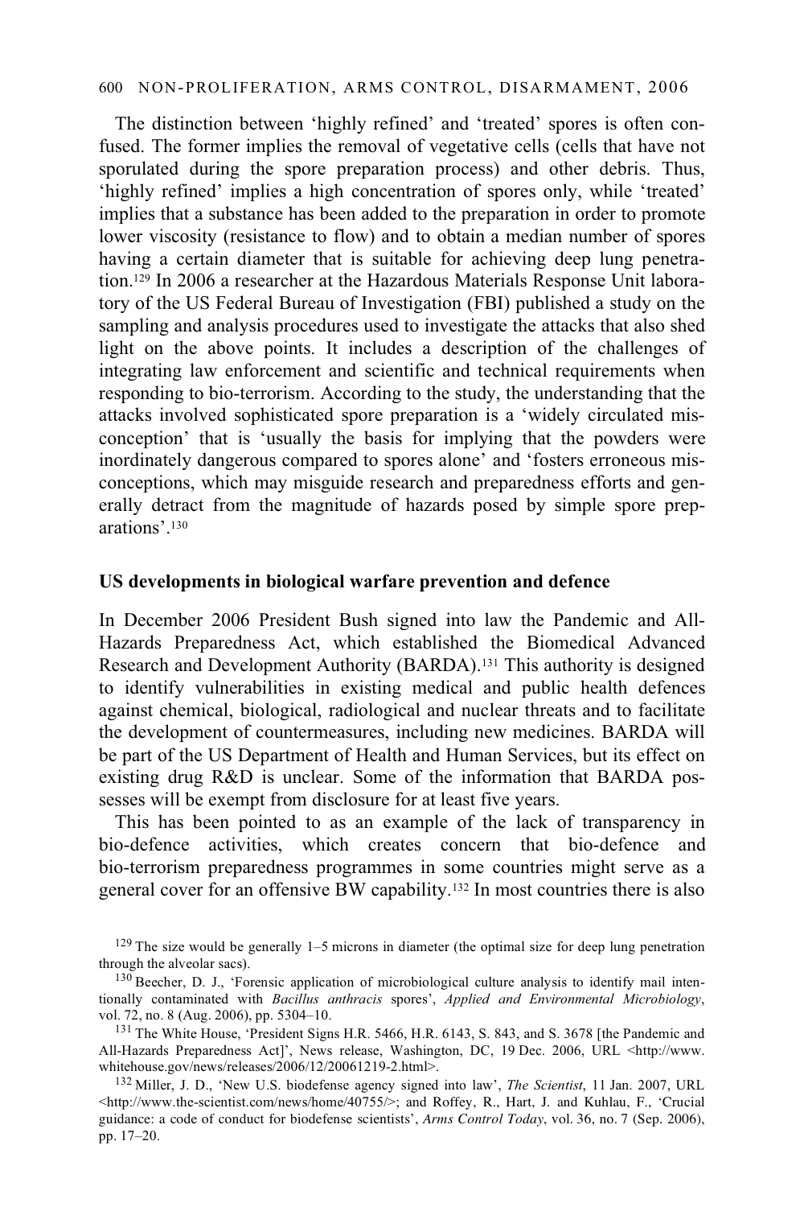The distinction between 'highly refined' and 'treated' spores is often confused. The former implies the removal of vegetative cells (cells that have not sporulated during the spore preparation process) and other debris. Thus, 'highly refined' implies a high concentration of spores only, while 'treated' implies that a substance has been added to the preparation in order to promote lower viscosity (resistance to flow) and to obtain a median number of spores having a certain diameter that is suitable for achieving deep lung penetration.[129] In 2006 a researcher at the Hazardous Materials Response Unit laboratory of the US Federal Bureau of Investigation (FBI) published a study on the sampling and analysis procedures used to investigate the attacks that also shed light on the above points. It includes a description of the challenges of integrating law enforcement and scientific and technical requirements when responding to bio-terrorism. According to the study, the understanding that the attacks involved sophisticated spore preparation is a 'widely circulated misconception' that is 'usually the basis for implying that the powders were inordinately dangerous compared to spores alone' and 'fosters erroneous misconceptions, which may misguide research and preparedness efforts and generally detract from the magnitude of hazards posed by simple spore preparations'.[130]

### US developments in biological warfare prevention and defence

In December 2006 President Bush signed into law the Pandemic and All-Hazards Preparedness Act, which established the Biomedical Advanced Research and Development Authority (BARDA).[131] This authority is designed to identify vulnerabilities in existing medical and public health defences against chemical, biological, radiological and nuclear threats and to facilitate the development of countermeasures, including new medicines. BARDA will be part of the US Department of Health and Human Services, but its effect on existing drug R&D is unclear. Some of the information that BARDA possesses will be exempt from disclosure for at least five years.

This has been pointed to as an example of the lack of transparency in bio-defence activities, which creates concern that bio-defence and bio-terrorism preparedness programmes in some countries might serve as a general cover for an offensive BW capability.[132] In most countries there is also

[129] The size would be generally 1–5 microns in diameter (the optimal size for deep lung penetration through the alveolar sacs).

[130] Beecher, D. J., 'Forensic application of microbiological culture analysis to identify mail intentionally contaminated with *Bacillus anthracis* spores', *Applied and Environmental Microbiology*, vol. 72, no. 8 (Aug. 2006), pp. 5304–10.

[131] The White House, 'President Signs H.R. 5466, H.R. 6143, S. 843, and S. 3678 [the Pandemic and All-Hazards Preparedness Act]', News release, Washington, DC, 19 Dec. 2006, URL <http://www.whitehouse.gov/news/releases/2006/12/20061219-2.html>.

[132] Miller, J. D., 'New U.S. biodefense agency signed into law', *The Scientist*, 11 Jan. 2007, URL <http://www.the-scientist.com/news/home/40755/>; and Roffey, R., Hart, J. and Kuhlau, F., 'Crucial guidance: a code of conduct for biodefense scientists', *Arms Control Today*, vol. 36, no. 7 (Sep. 2006), pp. 17–20.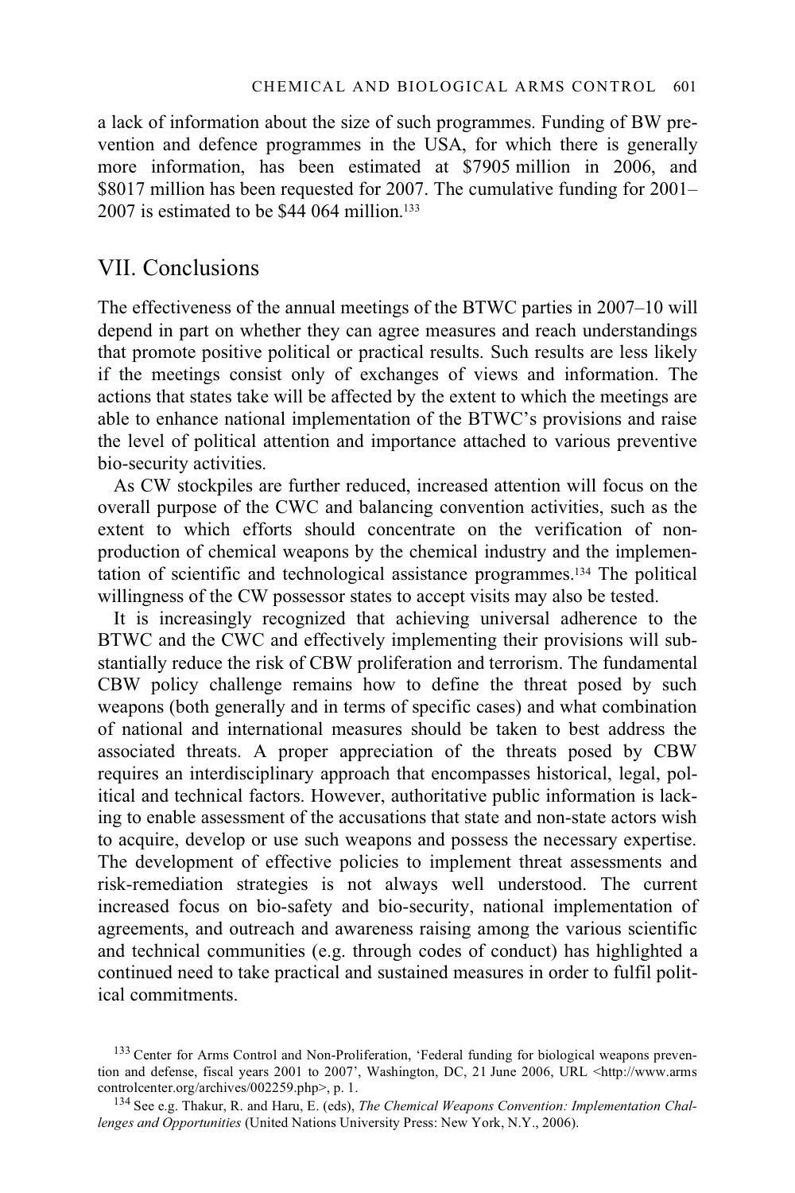a lack of information about the size of such programmes. Funding of BW prevention and defence programmes in the USA, for which there is generally more information, has been estimated at $7905 million in 2006, and $8017 million has been requested for 2007. The cumulative funding for 2001–2007 is estimated to be $44 064 million.[133]

## VII. Conclusions

The effectiveness of the annual meetings of the BTWC parties in 2007–10 will depend in part on whether they can agree measures and reach understandings that promote positive political or practical results. Such results are less likely if the meetings consist only of exchanges of views and information. The actions that states take will be affected by the extent to which the meetings are able to enhance national implementation of the BTWC's provisions and raise the level of political attention and importance attached to various preventive bio-security activities.

As CW stockpiles are further reduced, increased attention will focus on the overall purpose of the CWC and balancing convention activities, such as the extent to which efforts should concentrate on the verification of non-production of chemical weapons by the chemical industry and the implementation of scientific and technological assistance programmes.[134] The political willingness of the CW possessor states to accept visits may also be tested.

It is increasingly recognized that achieving universal adherence to the BTWC and the CWC and effectively implementing their provisions will substantially reduce the risk of CBW proliferation and terrorism. The fundamental CBW policy challenge remains how to define the threat posed by such weapons (both generally and in terms of specific cases) and what combination of national and international measures should be taken to best address the associated threats. A proper appreciation of the threats posed by CBW requires an interdisciplinary approach that encompasses historical, legal, political and technical factors. However, authoritative public information is lacking to enable assessment of the accusations that state and non-state actors wish to acquire, develop or use such weapons and possess the necessary expertise. The development of effective policies to implement threat assessments and risk-remediation strategies is not always well understood. The current increased focus on bio-safety and bio-security, national implementation of agreements, and outreach and awareness raising among the various scientific and technical communities (e.g. through codes of conduct) has highlighted a continued need to take practical and sustained measures in order to fulfil political commitments.

[133] Center for Arms Control and Non-Proliferation, 'Federal funding for biological weapons prevention and defense, fiscal years 2001 to 2007', Washington, DC, 21 June 2006, URL <http://www.armscontrolcenter.org/archives/002259.php>, p. 1.

[134] See e.g. Thakur, R. and Haru, E. (eds), *The Chemical Weapons Convention: Implementation Challenges and Opportunities* (United Nations University Press: New York, N.Y., 2006).